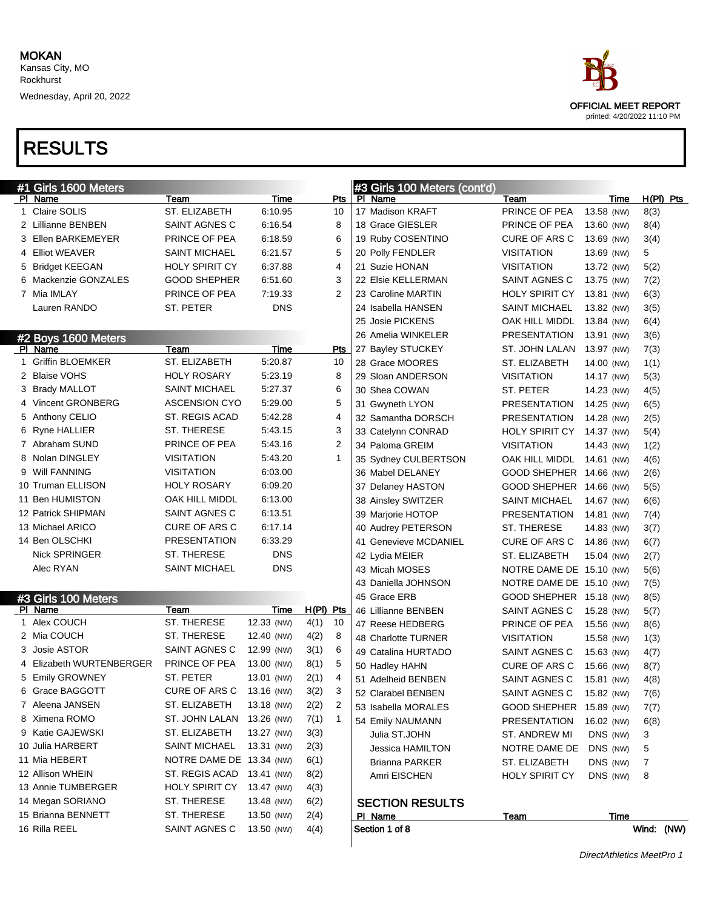MOKAN
Kansas City, MO
Rockhurst
Wednesday, April 20, 2022

OFFICIAL MEET REPORT
printed: 4/20/2022 11:10 PM

# RESULTS

## #1 Girls 1600 Meters

| Pl | Name | Team | Time | Pts |
|---|---|---|---|---|
| 1 | Claire SOLIS | ST. ELIZABETH | 6:10.95 | 10 |
| 2 | Lillianne BENBEN | SAINT AGNES C | 6:16.54 | 8 |
| 3 | Ellen BARKEMEYER | PRINCE OF PEA | 6:18.59 | 6 |
| 4 | Elliot WEAVER | SAINT MICHAEL | 6:21.57 | 5 |
| 5 | Bridget KEEGAN | HOLY SPIRIT CY | 6:37.88 | 4 |
| 6 | Mackenzie GONZALES | GOOD SHEPHER | 6:51.60 | 3 |
| 7 | Mia IMLAY | PRINCE OF PEA | 7:19.33 | 2 |
| | Lauren RANDO | ST. PETER | DNS | |

## #2 Boys 1600 Meters

| Pl | Name | Team | Time | Pts |
|---|---|---|---|---|
| 1 | Griffin BLOEMKER | ST. ELIZABETH | 5:20.87 | 10 |
| 2 | Blaise VOHS | HOLY ROSARY | 5:23.19 | 8 |
| 3 | Brady MALLOT | SAINT MICHAEL | 5:27.37 | 6 |
| 4 | Vincent GRONBERG | ASCENSION CYO | 5:29.00 | 5 |
| 5 | Anthony CELIO | ST. REGIS ACAD | 5:42.28 | 4 |
| 6 | Ryne HALLIER | ST. THERESE | 5:43.15 | 3 |
| 7 | Abraham SUND | PRINCE OF PEA | 5:43.16 | 2 |
| 8 | Nolan DINGLEY | VISITATION | 5:43.20 | 1 |
| 9 | Will FANNING | VISITATION | 6:03.00 | |
| 10 | Truman ELLISON | HOLY ROSARY | 6:09.20 | |
| 11 | Ben HUMISTON | OAK HILL MIDDL | 6:13.00 | |
| 12 | Patrick SHIPMAN | SAINT AGNES C | 6:13.51 | |
| 13 | Michael ARICO | CURE OF ARS C | 6:17.14 | |
| 14 | Ben OLSCHKI | PRESENTATION | 6:33.29 | |
| | Nick SPRINGER | ST. THERESE | DNS | |
| | Alec RYAN | SAINT MICHAEL | DNS | |

## #3 Girls 100 Meters

| Pl | Name | Team | Time | H(Pl) | Pts |
|---|---|---|---|---|---|
| 1 | Alex COUCH | ST. THERESE | 12.33 (NW) | 4(1) | 10 |
| 2 | Mia COUCH | ST. THERESE | 12.40 (NW) | 4(2) | 8 |
| 3 | Josie ASTOR | SAINT AGNES C | 12.99 (NW) | 3(1) | 6 |
| 4 | Elizabeth WURTENBERGER | PRINCE OF PEA | 13.00 (NW) | 8(1) | 5 |
| 5 | Emily GROWNEY | ST. PETER | 13.01 (NW) | 2(1) | 4 |
| 6 | Grace BAGGOTT | CURE OF ARS C | 13.16 (NW) | 3(2) | 3 |
| 7 | Aleena JANSEN | ST. ELIZABETH | 13.18 (NW) | 2(2) | 2 |
| 8 | Ximena ROMO | ST. JOHN LALAN | 13.26 (NW) | 7(1) | 1 |
| 9 | Katie GAJEWSKI | ST. ELIZABETH | 13.27 (NW) | 3(3) | |
| 10 | Julia HARBERT | SAINT MICHAEL | 13.31 (NW) | 2(3) | |
| 11 | Mia HEBERT | NOTRE DAME DE | 13.34 (NW) | 6(1) | |
| 12 | Allison WHEIN | ST. REGIS ACAD | 13.41 (NW) | 8(2) | |
| 13 | Annie TUMBERGER | HOLY SPIRIT CY | 13.47 (NW) | 4(3) | |
| 14 | Megan SORIANO | ST. THERESE | 13.48 (NW) | 6(2) | |
| 15 | Brianna BENNETT | ST. THERESE | 13.50 (NW) | 2(4) | |
| 16 | Rilla REEL | SAINT AGNES C | 13.50 (NW) | 4(4) | |
| 17 | Madison KRAFT | PRINCE OF PEA | 13.58 (NW) | 8(3) | |
| 18 | Grace GIESLER | PRINCE OF PEA | 13.60 (NW) | 8(4) | |
| 19 | Ruby COSENTINO | CURE OF ARS C | 13.69 (NW) | 3(4) | |
| 20 | Polly FENDLER | VISITATION | 13.69 (NW) | 5 | |
| 21 | Suzie HONAN | VISITATION | 13.72 (NW) | 5(2) | |
| 22 | Elsie KELLERMAN | SAINT AGNES C | 13.75 (NW) | 7(2) | |
| 23 | Caroline MARTIN | HOLY SPIRIT CY | 13.81 (NW) | 6(3) | |
| 24 | Isabella HANSEN | SAINT MICHAEL | 13.82 (NW) | 3(5) | |
| 25 | Josie PICKENS | OAK HILL MIDDL | 13.84 (NW) | 6(4) | |
| 26 | Amelia WINKELER | PRESENTATION | 13.91 (NW) | 3(6) | |
| 27 | Bayley STUCKEY | ST. JOHN LALAN | 13.97 (NW) | 7(3) | |
| 28 | Grace MOORES | ST. ELIZABETH | 14.00 (NW) | 1(1) | |
| 29 | Sloan ANDERSON | VISITATION | 14.17 (NW) | 5(3) | |
| 30 | Shea COWAN | ST. PETER | 14.23 (NW) | 4(5) | |
| 31 | Gwyneth LYON | PRESENTATION | 14.25 (NW) | 6(5) | |
| 32 | Samantha DORSCH | PRESENTATION | 14.28 (NW) | 2(5) | |
| 33 | Catelynn CONRAD | HOLY SPIRIT CY | 14.37 (NW) | 5(4) | |
| 34 | Paloma GREIM | VISITATION | 14.43 (NW) | 1(2) | |
| 35 | Sydney CULBERTSON | OAK HILL MIDDL | 14.61 (NW) | 4(6) | |
| 36 | Mabel DELANEY | GOOD SHEPHER | 14.66 (NW) | 2(6) | |
| 37 | Delaney HASTON | GOOD SHEPHER | 14.66 (NW) | 5(5) | |
| 38 | Ainsley SWITZER | SAINT MICHAEL | 14.67 (NW) | 6(6) | |
| 39 | Marjorie HOTOP | PRESENTATION | 14.81 (NW) | 7(4) | |
| 40 | Audrey PETERSON | ST. THERESE | 14.83 (NW) | 3(7) | |
| 41 | Genevieve MCDANIEL | CURE OF ARS C | 14.86 (NW) | 6(7) | |
| 42 | Lydia MEIER | ST. ELIZABETH | 15.04 (NW) | 2(7) | |
| 43 | Micah MOSES | NOTRE DAME DE | 15.10 (NW) | 5(6) | |
| 43 | Daniella JOHNSON | NOTRE DAME DE | 15.10 (NW) | 7(5) | |
| 45 | Grace ERB | GOOD SHEPHER | 15.18 (NW) | 8(5) | |
| 46 | Lillianne BENBEN | SAINT AGNES C | 15.28 (NW) | 5(7) | |
| 47 | Reese HEDBERG | PRINCE OF PEA | 15.56 (NW) | 8(6) | |
| 48 | Charlotte TURNER | VISITATION | 15.58 (NW) | 1(3) | |
| 49 | Catalina HURTADO | SAINT AGNES C | 15.63 (NW) | 4(7) | |
| 50 | Hadley HAHN | CURE OF ARS C | 15.66 (NW) | 8(7) | |
| 51 | Adelheid BENBEN | SAINT AGNES C | 15.81 (NW) | 4(8) | |
| 52 | Clarabel BENBEN | SAINT AGNES C | 15.82 (NW) | 7(6) | |
| 53 | Isabella MORALES | GOOD SHEPHER | 15.89 (NW) | 7(7) | |
| 54 | Emily NAUMANN | PRESENTATION | 16.02 (NW) | 6(8) | |
| | Julia ST.JOHN | ST. ANDREW MI | DNS (NW) | 3 | |
| | Jessica HAMILTON | NOTRE DAME DE | DNS (NW) | 5 | |
| | Brianna PARKER | ST. ELIZABETH | DNS (NW) | 7 | |
| | Amri EISCHEN | HOLY SPIRIT CY | DNS (NW) | 8 | |

### SECTION RESULTS

| Pl | Name | Team | Time |
|---|---|---|---|

Section 1 of 8 — Wind: (NW)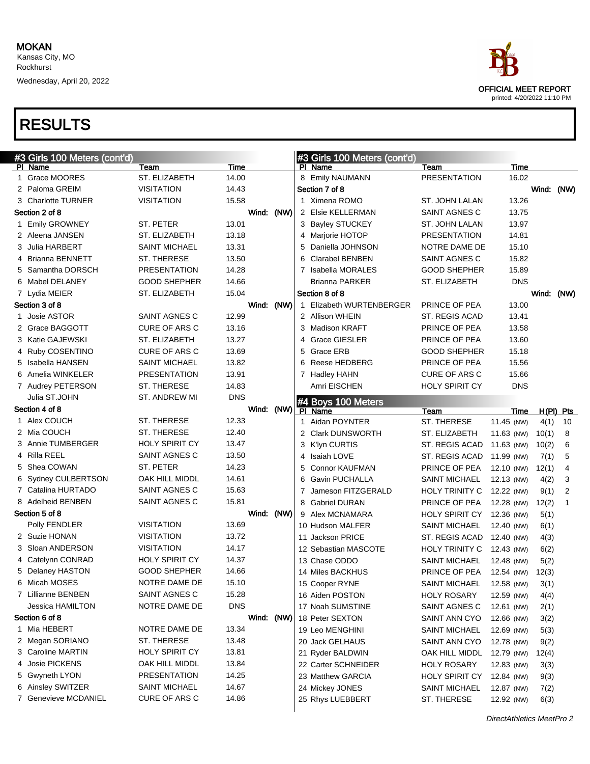MOKAN
Kansas City, MO
Rockhurst
Wednesday, April 20, 2022

OFFICIAL MEET REPORT
printed: 4/20/2022 11:10 PM

# RESULTS

## #3 Girls 100 Meters (cont'd)

| Pl | Name | Team | Time |
|---|---|---|---|
| 1 | Grace MOORES | ST. ELIZABETH | 14.00 |
| 2 | Paloma GREIM | VISITATION | 14.43 |
| 3 | Charlotte TURNER | VISITATION | 15.58 |

**Section 2 of 8** Wind: (NW)

| Pl | Name | Team | Time |
|---|---|---|---|
| 1 | Emily GROWNEY | ST. PETER | 13.01 |
| 2 | Aleena JANSEN | ST. ELIZABETH | 13.18 |
| 3 | Julia HARBERT | SAINT MICHAEL | 13.31 |
| 4 | Brianna BENNETT | ST. THERESE | 13.50 |
| 5 | Samantha DORSCH | PRESENTATION | 14.28 |
| 6 | Mabel DELANEY | GOOD SHEPHER | 14.66 |
| 7 | Lydia MEIER | ST. ELIZABETH | 15.04 |

**Section 3 of 8** Wind: (NW)

| Pl | Name | Team | Time |
|---|---|---|---|
| 1 | Josie ASTOR | SAINT AGNES C | 12.99 |
| 2 | Grace BAGGOTT | CURE OF ARS C | 13.16 |
| 3 | Katie GAJEWSKI | ST. ELIZABETH | 13.27 |
| 4 | Ruby COSENTINO | CURE OF ARS C | 13.69 |
| 5 | Isabella HANSEN | SAINT MICHAEL | 13.82 |
| 6 | Amelia WINKELER | PRESENTATION | 13.91 |
| 7 | Audrey PETERSON | ST. THERESE | 14.83 |
| | Julia ST.JOHN | ST. ANDREW MI | DNS |

**Section 4 of 8** Wind: (NW)

| Pl | Name | Team | Time |
|---|---|---|---|
| 1 | Alex COUCH | ST. THERESE | 12.33 |
| 2 | Mia COUCH | ST. THERESE | 12.40 |
| 3 | Annie TUMBERGER | HOLY SPIRIT CY | 13.47 |
| 4 | Rilla REEL | SAINT AGNES C | 13.50 |
| 5 | Shea COWAN | ST. PETER | 14.23 |
| 6 | Sydney CULBERTSON | OAK HILL MIDDL | 14.61 |
| 7 | Catalina HURTADO | SAINT AGNES C | 15.63 |
| 8 | Adelheid BENBEN | SAINT AGNES C | 15.81 |

**Section 5 of 8** Wind: (NW)

| Pl | Name | Team | Time |
|---|---|---|---|
| | Polly FENDLER | VISITATION | 13.69 |
| 2 | Suzie HONAN | VISITATION | 13.72 |
| 3 | Sloan ANDERSON | VISITATION | 14.17 |
| 4 | Catelynn CONRAD | HOLY SPIRIT CY | 14.37 |
| 5 | Delaney HASTON | GOOD SHEPHER | 14.66 |
| 6 | Micah MOSES | NOTRE DAME DE | 15.10 |
| 7 | Lillianne BENBEN | SAINT AGNES C | 15.28 |
| | Jessica HAMILTON | NOTRE DAME DE | DNS |

**Section 6 of 8** Wind: (NW)

| Pl | Name | Team | Time |
|---|---|---|---|
| 1 | Mia HEBERT | NOTRE DAME DE | 13.34 |
| 2 | Megan SORIANO | ST. THERESE | 13.48 |
| 3 | Caroline MARTIN | HOLY SPIRIT CY | 13.81 |
| 4 | Josie PICKENS | OAK HILL MIDDL | 13.84 |
| 5 | Gwyneth LYON | PRESENTATION | 14.25 |
| 6 | Ainsley SWITZER | SAINT MICHAEL | 14.67 |
| 7 | Genevieve MCDANIEL | CURE OF ARS C | 14.86 |
| 8 | Emily NAUMANN | PRESENTATION | 16.02 |

**Section 7 of 8** Wind: (NW)

| Pl | Name | Team | Time |
|---|---|---|---|
| 1 | Ximena ROMO | ST. JOHN LALAN | 13.26 |
| 2 | Elsie KELLERMAN | SAINT AGNES C | 13.75 |
| 3 | Bayley STUCKEY | ST. JOHN LALAN | 13.97 |
| 4 | Marjorie HOTOP | PRESENTATION | 14.81 |
| 5 | Daniella JOHNSON | NOTRE DAME DE | 15.10 |
| 6 | Clarabel BENBEN | SAINT AGNES C | 15.82 |
| 7 | Isabella MORALES | GOOD SHEPHER | 15.89 |
| | Brianna PARKER | ST. ELIZABETH | DNS |

**Section 8 of 8** Wind: (NW)

| Pl | Name | Team | Time |
|---|---|---|---|
| 1 | Elizabeth WURTENBERGER | PRINCE OF PEA | 13.00 |
| 2 | Allison WHEIN | ST. REGIS ACAD | 13.41 |
| 3 | Madison KRAFT | PRINCE OF PEA | 13.58 |
| 4 | Grace GIESLER | PRINCE OF PEA | 13.60 |
| 5 | Grace ERB | GOOD SHEPHER | 15.18 |
| 6 | Reese HEDBERG | PRINCE OF PEA | 15.56 |
| 7 | Hadley HAHN | CURE OF ARS C | 15.66 |
| | Amri EISCHEN | HOLY SPIRIT CY | DNS |

## #4 Boys 100 Meters

| Pl | Name | Team | Time | H(Pl) | Pts |
|---|---|---|---|---|---|
| 1 | Aidan POYNTER | ST. THERESE | 11.45 (NW) | 4(1) | 10 |
| 2 | Clark DUNSWORTH | ST. ELIZABETH | 11.63 (NW) | 10(1) | 8 |
| 3 | K'lyn CURTIS | ST. REGIS ACAD | 11.63 (NW) | 10(2) | 6 |
| 4 | Isaiah LOVE | ST. REGIS ACAD | 11.99 (NW) | 7(1) | 5 |
| 5 | Connor KAUFMAN | PRINCE OF PEA | 12.10 (NW) | 12(1) | 4 |
| 6 | Gavin PUCHALLA | SAINT MICHAEL | 12.13 (NW) | 4(2) | 3 |
| 7 | Jameson FITZGERALD | HOLY TRINITY C | 12.22 (NW) | 9(1) | 2 |
| 8 | Gabriel DURAN | PRINCE OF PEA | 12.28 (NW) | 12(2) | 1 |
| 9 | Alex MCNAMARA | HOLY SPIRIT CY | 12.36 (NW) | 5(1) | |
| 10 | Hudson MALFER | SAINT MICHAEL | 12.40 (NW) | 6(1) | |
| 11 | Jackson PRICE | ST. REGIS ACAD | 12.40 (NW) | 4(3) | |
| 12 | Sebastian MASCOTE | HOLY TRINITY C | 12.43 (NW) | 6(2) | |
| 13 | Chase ODDO | SAINT MICHAEL | 12.48 (NW) | 5(2) | |
| 14 | Miles BACKHUS | PRINCE OF PEA | 12.54 (NW) | 12(3) | |
| 15 | Cooper RYNE | SAINT MICHAEL | 12.58 (NW) | 3(1) | |
| 16 | Aiden POSTON | HOLY ROSARY | 12.59 (NW) | 4(4) | |
| 17 | Noah SUMSTINE | SAINT AGNES C | 12.61 (NW) | 2(1) | |
| 18 | Peter SEXTON | SAINT ANN CYO | 12.66 (NW) | 3(2) | |
| 19 | Leo MENGHINI | SAINT MICHAEL | 12.69 (NW) | 5(3) | |
| 20 | Jack GELHAUS | SAINT ANN CYO | 12.78 (NW) | 9(2) | |
| 21 | Ryder BALDWIN | OAK HILL MIDDL | 12.79 (NW) | 12(4) | |
| 22 | Carter SCHNEIDER | HOLY ROSARY | 12.83 (NW) | 3(3) | |
| 23 | Matthew GARCIA | HOLY SPIRIT CY | 12.84 (NW) | 9(3) | |
| 24 | Mickey JONES | SAINT MICHAEL | 12.87 (NW) | 7(2) | |
| 25 | Rhys LUEBBERT | ST. THERESE | 12.92 (NW) | 6(3) | |

DirectAthletics MeetPro 2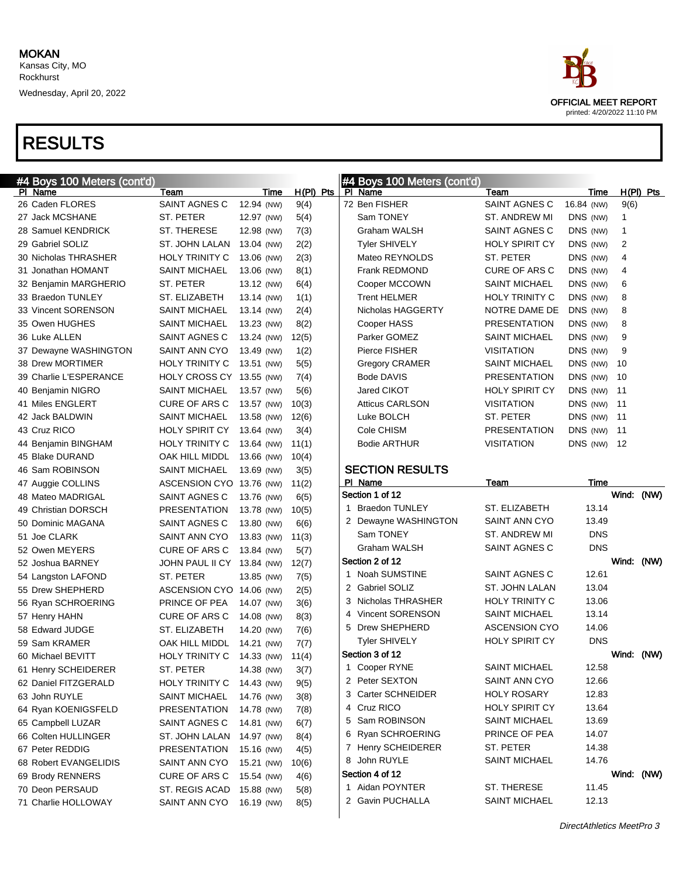MOKAN
Kansas City, MO
Rockhurst
Wednesday, April 20, 2022

OFFICIAL MEET REPORT
printed: 4/20/2022 11:10 PM

# RESULTS

## #4 Boys 100 Meters (cont'd)

| Pl | Name | Team | Time | | H(Pl) | Pts |
|---|---|---|---|---|---|---|
| 26 | Caden FLORES | SAINT AGNES C | 12.94 | (NW) | 9(4) | |
| 27 | Jack MCSHANE | ST. PETER | 12.97 | (NW) | 5(4) | |
| 28 | Samuel KENDRICK | ST. THERESE | 12.98 | (NW) | 7(3) | |
| 29 | Gabriel SOLIZ | ST. JOHN LALAN | 13.04 | (NW) | 2(2) | |
| 30 | Nicholas THRASHER | HOLY TRINITY C | 13.06 | (NW) | 2(3) | |
| 31 | Jonathan HOMANT | SAINT MICHAEL | 13.06 | (NW) | 8(1) | |
| 32 | Benjamin MARGHERIO | ST. PETER | 13.12 | (NW) | 6(4) | |
| 33 | Braedon TUNLEY | ST. ELIZABETH | 13.14 | (NW) | 1(1) | |
| 33 | Vincent SORENSON | SAINT MICHAEL | 13.14 | (NW) | 2(4) | |
| 35 | Owen HUGHES | SAINT MICHAEL | 13.23 | (NW) | 8(2) | |
| 36 | Luke ALLEN | SAINT AGNES C | 13.24 | (NW) | 12(5) | |
| 37 | Dewayne WASHINGTON | SAINT ANN CYO | 13.49 | (NW) | 1(2) | |
| 38 | Drew MORTIMER | HOLY TRINITY C | 13.51 | (NW) | 5(5) | |
| 39 | Charlie L'ESPERANCE | HOLY CROSS CY | 13.55 | (NW) | 7(4) | |
| 40 | Benjamin NIGRO | SAINT MICHAEL | 13.57 | (NW) | 5(6) | |
| 41 | Miles ENGLERT | CURE OF ARS C | 13.57 | (NW) | 10(3) | |
| 42 | Jack BALDWIN | SAINT MICHAEL | 13.58 | (NW) | 12(6) | |
| 43 | Cruz RICO | HOLY SPIRIT CY | 13.64 | (NW) | 3(4) | |
| 44 | Benjamin BINGHAM | HOLY TRINITY C | 13.64 | (NW) | 11(1) | |
| 45 | Blake DURAND | OAK HILL MIDDL | 13.66 | (NW) | 10(4) | |
| 46 | Sam ROBINSON | SAINT MICHAEL | 13.69 | (NW) | 3(5) | |
| 47 | Auggie COLLINS | ASCENSION CYO | 13.76 | (NW) | 11(2) | |
| 48 | Mateo MADRIGAL | SAINT AGNES C | 13.76 | (NW) | 6(5) | |
| 49 | Christian DORSCH | PRESENTATION | 13.78 | (NW) | 10(5) | |
| 50 | Dominic MAGANA | SAINT AGNES C | 13.80 | (NW) | 6(6) | |
| 51 | Joe CLARK | SAINT ANN CYO | 13.83 | (NW) | 11(3) | |
| 52 | Owen MEYERS | CURE OF ARS C | 13.84 | (NW) | 5(7) | |
| 52 | Joshua BARNEY | JOHN PAUL II CY | 13.84 | (NW) | 12(7) | |
| 54 | Langston LAFOND | ST. PETER | 13.85 | (NW) | 7(5) | |
| 55 | Drew SHEPHERD | ASCENSION CYO | 14.06 | (NW) | 2(5) | |
| 56 | Ryan SCHROERING | PRINCE OF PEA | 14.07 | (NW) | 3(6) | |
| 57 | Henry HAHN | CURE OF ARS C | 14.08 | (NW) | 8(3) | |
| 58 | Edward JUDGE | ST. ELIZABETH | 14.20 | (NW) | 7(6) | |
| 59 | Sam KRAMER | OAK HILL MIDDL | 14.21 | (NW) | 7(7) | |
| 60 | Michael BEVITT | HOLY TRINITY C | 14.33 | (NW) | 11(4) | |
| 61 | Henry SCHEIDERER | ST. PETER | 14.38 | (NW) | 3(7) | |
| 62 | Daniel FITZGERALD | HOLY TRINITY C | 14.43 | (NW) | 9(5) | |
| 63 | John RUYLE | SAINT MICHAEL | 14.76 | (NW) | 3(8) | |
| 64 | Ryan KOENIGSFELD | PRESENTATION | 14.78 | (NW) | 7(8) | |
| 65 | Campbell LUZAR | SAINT AGNES C | 14.81 | (NW) | 6(7) | |
| 66 | Colten HULLINGER | ST. JOHN LALAN | 14.97 | (NW) | 8(4) | |
| 67 | Peter REDDIG | PRESENTATION | 15.16 | (NW) | 4(5) | |
| 68 | Robert EVANGELIDIS | SAINT ANN CYO | 15.21 | (NW) | 10(6) | |
| 69 | Brody RENNERS | CURE OF ARS C | 15.54 | (NW) | 4(6) | |
| 70 | Deon PERSAUD | ST. REGIS ACAD | 15.88 | (NW) | 5(8) | |
| 71 | Charlie HOLLOWAY | SAINT ANN CYO | 16.19 | (NW) | 8(5) | |
| 72 | Ben FISHER | SAINT AGNES C | 16.84 | (NW) | 9(6) | |
| | Sam TONEY | ST. ANDREW MI | DNS | (NW) | 1 | |
| | Graham WALSH | SAINT AGNES C | DNS | (NW) | 1 | |
| | Tyler SHIVELY | HOLY SPIRIT CY | DNS | (NW) | 2 | |
| | Mateo REYNOLDS | ST. PETER | DNS | (NW) | 4 | |
| | Frank REDMOND | CURE OF ARS C | DNS | (NW) | 4 | |
| | Cooper MCCOWN | SAINT MICHAEL | DNS | (NW) | 6 | |
| | Trent HELMER | HOLY TRINITY C | DNS | (NW) | 8 | |
| | Nicholas HAGGERTY | NOTRE DAME DE | DNS | (NW) | 8 | |
| | Cooper HASS | PRESENTATION | DNS | (NW) | 8 | |
| | Parker GOMEZ | SAINT MICHAEL | DNS | (NW) | 9 | |
| | Pierce FISHER | VISITATION | DNS | (NW) | 9 | |
| | Gregory CRAMER | SAINT MICHAEL | DNS | (NW) | 10 | |
| | Bode DAVIS | PRESENTATION | DNS | (NW) | 10 | |
| | Jared CIKOT | HOLY SPIRIT CY | DNS | (NW) | 11 | |
| | Atticus CARLSON | VISITATION | DNS | (NW) | 11 | |
| | Luke BOLCH | ST. PETER | DNS | (NW) | 11 | |
| | Cole CHISM | PRESENTATION | DNS | (NW) | 11 | |
| | Bodie ARTHUR | VISITATION | DNS | (NW) | 12 | |

## SECTION RESULTS

| Pl | Name | Team | Time |
|---|---|---|---|
| **Section 1 of 12** | | | Wind: (NW) |
| 1 | Braedon TUNLEY | ST. ELIZABETH | 13.14 |
| 2 | Dewayne WASHINGTON | SAINT ANN CYO | 13.49 |
| | Sam TONEY | ST. ANDREW MI | DNS |
| | Graham WALSH | SAINT AGNES C | DNS |
| **Section 2 of 12** | | | Wind: (NW) |
| 1 | Noah SUMSTINE | SAINT AGNES C | 12.61 |
| 2 | Gabriel SOLIZ | ST. JOHN LALAN | 13.04 |
| 3 | Nicholas THRASHER | HOLY TRINITY C | 13.06 |
| 4 | Vincent SORENSON | SAINT MICHAEL | 13.14 |
| 5 | Drew SHEPHERD | ASCENSION CYO | 14.06 |
| | Tyler SHIVELY | HOLY SPIRIT CY | DNS |
| **Section 3 of 12** | | | Wind: (NW) |
| 1 | Cooper RYNE | SAINT MICHAEL | 12.58 |
| 2 | Peter SEXTON | SAINT ANN CYO | 12.66 |
| 3 | Carter SCHNEIDER | HOLY ROSARY | 12.83 |
| 4 | Cruz RICO | HOLY SPIRIT CY | 13.64 |
| 5 | Sam ROBINSON | SAINT MICHAEL | 13.69 |
| 6 | Ryan SCHROERING | PRINCE OF PEA | 14.07 |
| 7 | Henry SCHEIDERER | ST. PETER | 14.38 |
| 8 | John RUYLE | SAINT MICHAEL | 14.76 |
| **Section 4 of 12** | | | Wind: (NW) |
| 1 | Aidan POYNTER | ST. THERESE | 11.45 |
| 2 | Gavin PUCHALLA | SAINT MICHAEL | 12.13 |

*DirectAthletics MeetPro 3*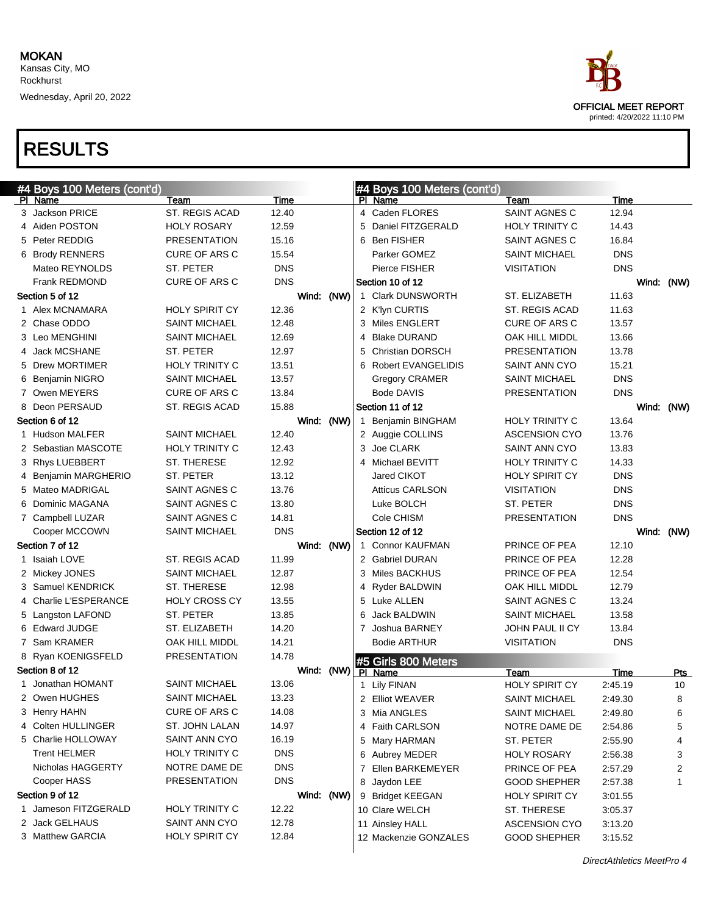MOKAN
Kansas City, MO
Rockhurst
Wednesday, April 20, 2022

OFFICIAL MEET REPORT
printed: 4/20/2022 11:10 PM

# RESULTS

## #4 Boys 100 Meters (cont'd)

| Pl | Name | Team | Time | |
|---|---|---|---|---|
| 3 | Jackson PRICE | ST. REGIS ACAD | 12.40 | |
| 4 | Aiden POSTON | HOLY ROSARY | 12.59 | |
| 5 | Peter REDDIG | PRESENTATION | 15.16 | |
| 6 | Brody RENNERS | CURE OF ARS C | 15.54 | |
| | Mateo REYNOLDS | ST. PETER | DNS | |
| | Frank REDMOND | CURE OF ARS C | DNS | |
| **Section 5 of 12** | | | | Wind: (NW) |
| 1 | Alex MCNAMARA | HOLY SPIRIT CY | 12.36 | |
| 2 | Chase ODDO | SAINT MICHAEL | 12.48 | |
| 3 | Leo MENGHINI | SAINT MICHAEL | 12.69 | |
| 4 | Jack MCSHANE | ST. PETER | 12.97 | |
| 5 | Drew MORTIMER | HOLY TRINITY C | 13.51 | |
| 6 | Benjamin NIGRO | SAINT MICHAEL | 13.57 | |
| 7 | Owen MEYERS | CURE OF ARS C | 13.84 | |
| 8 | Deon PERSAUD | ST. REGIS ACAD | 15.88 | |
| **Section 6 of 12** | | | | Wind: (NW) |
| 1 | Hudson MALFER | SAINT MICHAEL | 12.40 | |
| 2 | Sebastian MASCOTE | HOLY TRINITY C | 12.43 | |
| 3 | Rhys LUEBBERT | ST. THERESE | 12.92 | |
| 4 | Benjamin MARGHERIO | ST. PETER | 13.12 | |
| 5 | Mateo MADRIGAL | SAINT AGNES C | 13.76 | |
| 6 | Dominic MAGANA | SAINT AGNES C | 13.80 | |
| 7 | Campbell LUZAR | SAINT AGNES C | 14.81 | |
| | Cooper MCCOWN | SAINT MICHAEL | DNS | |
| **Section 7 of 12** | | | | Wind: (NW) |
| 1 | Isaiah LOVE | ST. REGIS ACAD | 11.99 | |
| 2 | Mickey JONES | SAINT MICHAEL | 12.87 | |
| 3 | Samuel KENDRICK | ST. THERESE | 12.98 | |
| 4 | Charlie L'ESPERANCE | HOLY CROSS CY | 13.55 | |
| 5 | Langston LAFOND | ST. PETER | 13.85 | |
| 6 | Edward JUDGE | ST. ELIZABETH | 14.20 | |
| 7 | Sam KRAMER | OAK HILL MIDDL | 14.21 | |
| 8 | Ryan KOENIGSFELD | PRESENTATION | 14.78 | |
| **Section 8 of 12** | | | | Wind: (NW) |
| 1 | Jonathan HOMANT | SAINT MICHAEL | 13.06 | |
| 2 | Owen HUGHES | SAINT MICHAEL | 13.23 | |
| 3 | Henry HAHN | CURE OF ARS C | 14.08 | |
| 4 | Colten HULLINGER | ST. JOHN LALAN | 14.97 | |
| 5 | Charlie HOLLOWAY | SAINT ANN CYO | 16.19 | |
| | Trent HELMER | HOLY TRINITY C | DNS | |
| | Nicholas HAGGERTY | NOTRE DAME DE | DNS | |
| | Cooper HASS | PRESENTATION | DNS | |
| **Section 9 of 12** | | | | Wind: (NW) |
| 1 | Jameson FITZGERALD | HOLY TRINITY C | 12.22 | |
| 2 | Jack GELHAUS | SAINT ANN CYO | 12.78 | |
| 3 | Matthew GARCIA | HOLY SPIRIT CY | 12.84 | |
| 4 | Caden FLORES | SAINT AGNES C | 12.94 | |
| 5 | Daniel FITZGERALD | HOLY TRINITY C | 14.43 | |
| 6 | Ben FISHER | SAINT AGNES C | 16.84 | |
| | Parker GOMEZ | SAINT MICHAEL | DNS | |
| | Pierce FISHER | VISITATION | DNS | |
| **Section 10 of 12** | | | | Wind: (NW) |
| 1 | Clark DUNSWORTH | ST. ELIZABETH | 11.63 | |
| 2 | K'lyn CURTIS | ST. REGIS ACAD | 11.63 | |
| 3 | Miles ENGLERT | CURE OF ARS C | 13.57 | |
| 4 | Blake DURAND | OAK HILL MIDDL | 13.66 | |
| 5 | Christian DORSCH | PRESENTATION | 13.78 | |
| 6 | Robert EVANGELIDIS | SAINT ANN CYO | 15.21 | |
| | Gregory CRAMER | SAINT MICHAEL | DNS | |
| | Bode DAVIS | PRESENTATION | DNS | |
| **Section 11 of 12** | | | | Wind: (NW) |
| 1 | Benjamin BINGHAM | HOLY TRINITY C | 13.64 | |
| 2 | Auggie COLLINS | ASCENSION CYO | 13.76 | |
| 3 | Joe CLARK | SAINT ANN CYO | 13.83 | |
| 4 | Michael BEVITT | HOLY TRINITY C | 14.33 | |
| | Jared CIKOT | HOLY SPIRIT CY | DNS | |
| | Atticus CARLSON | VISITATION | DNS | |
| | Luke BOLCH | ST. PETER | DNS | |
| | Cole CHISM | PRESENTATION | DNS | |
| **Section 12 of 12** | | | | Wind: (NW) |
| 1 | Connor KAUFMAN | PRINCE OF PEA | 12.10 | |
| 2 | Gabriel DURAN | PRINCE OF PEA | 12.28 | |
| 3 | Miles BACKHUS | PRINCE OF PEA | 12.54 | |
| 4 | Ryder BALDWIN | OAK HILL MIDDL | 12.79 | |
| 5 | Luke ALLEN | SAINT AGNES C | 13.24 | |
| 6 | Jack BALDWIN | SAINT MICHAEL | 13.58 | |
| 7 | Joshua BARNEY | JOHN PAUL II CY | 13.84 | |
| | Bodie ARTHUR | VISITATION | DNS | |

## #5 Girls 800 Meters

| Pl | Name | Team | Time | Pts |
|---|---|---|---|---|
| 1 | Lily FINAN | HOLY SPIRIT CY | 2:45.19 | 10 |
| 2 | Elliot WEAVER | SAINT MICHAEL | 2:49.30 | 8 |
| 3 | Mia ANGLES | SAINT MICHAEL | 2:49.80 | 6 |
| 4 | Faith CARLSON | NOTRE DAME DE | 2:54.86 | 5 |
| 5 | Mary HARMAN | ST. PETER | 2:55.90 | 4 |
| 6 | Aubrey MEDER | HOLY ROSARY | 2:56.38 | 3 |
| 7 | Ellen BARKEMEYER | PRINCE OF PEA | 2:57.29 | 2 |
| 8 | Jaydon LEE | GOOD SHEPHER | 2:57.38 | 1 |
| 9 | Bridget KEEGAN | HOLY SPIRIT CY | 3:01.55 | |
| 10 | Clare WELCH | ST. THERESE | 3:05.37 | |
| 11 | Ainsley HALL | ASCENSION CYO | 3:13.20 | |
| 12 | Mackenzie GONZALES | GOOD SHEPHER | 3:15.52 | |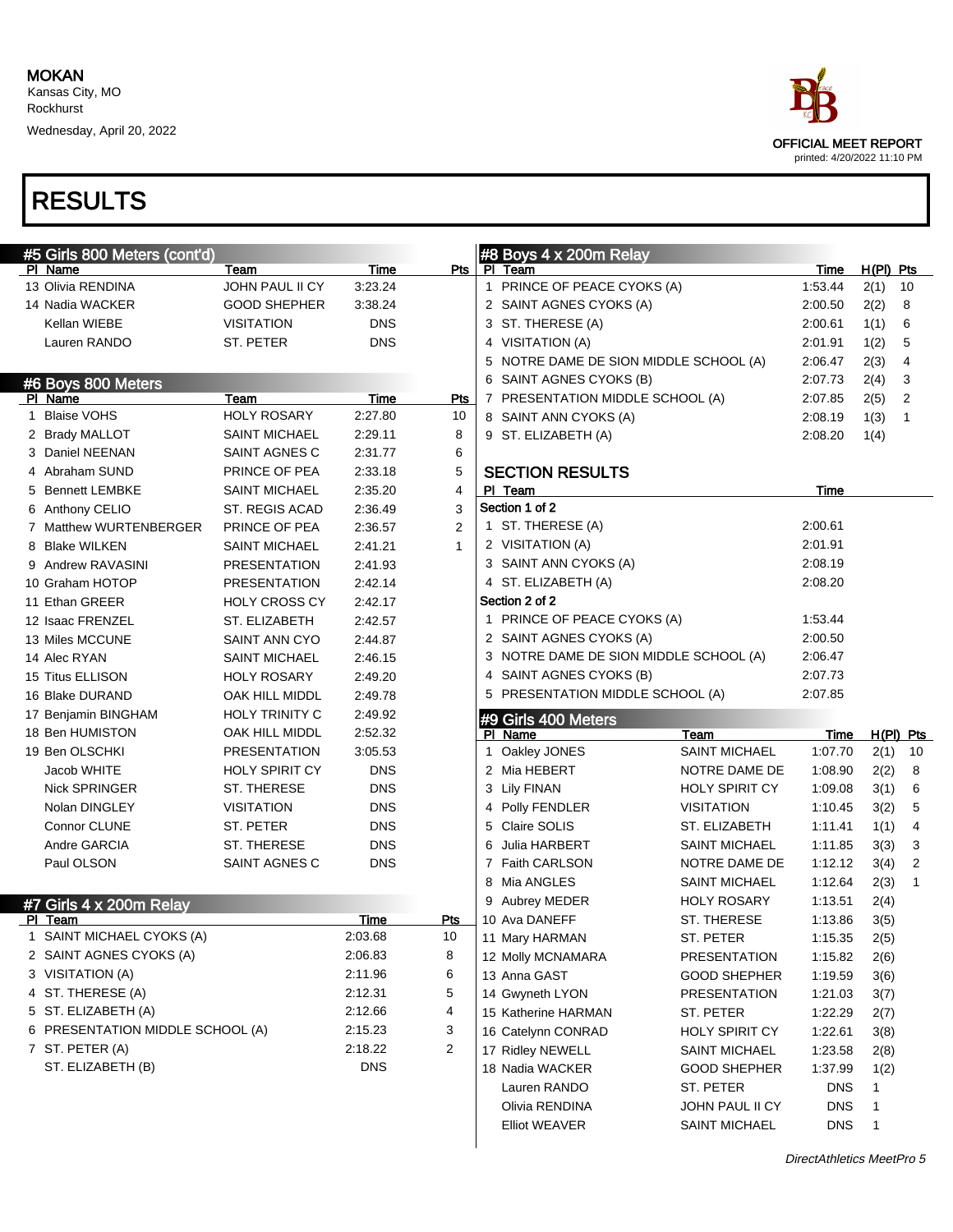MOKAN
Kansas City, MO
Rockhurst
Wednesday, April 20, 2022

OFFICIAL MEET REPORT
printed: 4/20/2022 11:10 PM

# RESULTS

## #5 Girls 800 Meters (cont'd)

| Pl | Name | Team | Time | Pts |
|---|---|---|---|---|
| 13 | Olivia RENDINA | JOHN PAUL II CY | 3:23.24 | |
| 14 | Nadia WACKER | GOOD SHEPHER | 3:38.24 | |
| | Kellan WIEBE | VISITATION | DNS | |
| | Lauren RANDO | ST. PETER | DNS | |

## #6 Boys 800 Meters

| Pl | Name | Team | Time | Pts |
|---|---|---|---|---|
| 1 | Blaise VOHS | HOLY ROSARY | 2:27.80 | 10 |
| 2 | Brady MALLOT | SAINT MICHAEL | 2:29.11 | 8 |
| 3 | Daniel NEENAN | SAINT AGNES C | 2:31.77 | 6 |
| 4 | Abraham SUND | PRINCE OF PEA | 2:33.18 | 5 |
| 5 | Bennett LEMBKE | SAINT MICHAEL | 2:35.20 | 4 |
| 6 | Anthony CELIO | ST. REGIS ACAD | 2:36.49 | 3 |
| 7 | Matthew WURTENBERGER | PRINCE OF PEA | 2:36.57 | 2 |
| 8 | Blake WILKEN | SAINT MICHAEL | 2:41.21 | 1 |
| 9 | Andrew RAVASINI | PRESENTATION | 2:41.93 | |
| 10 | Graham HOTOP | PRESENTATION | 2:42.14 | |
| 11 | Ethan GREER | HOLY CROSS CY | 2:42.17 | |
| 12 | Isaac FRENZEL | ST. ELIZABETH | 2:42.57 | |
| 13 | Miles MCCUNE | SAINT ANN CYO | 2:44.87 | |
| 14 | Alec RYAN | SAINT MICHAEL | 2:46.15 | |
| 15 | Titus ELLISON | HOLY ROSARY | 2:49.20 | |
| 16 | Blake DURAND | OAK HILL MIDDL | 2:49.78 | |
| 17 | Benjamin BINGHAM | HOLY TRINITY C | 2:49.92 | |
| 18 | Ben HUMISTON | OAK HILL MIDDL | 2:52.32 | |
| 19 | Ben OLSCHKI | PRESENTATION | 3:05.53 | |
| | Jacob WHITE | HOLY SPIRIT CY | DNS | |
| | Nick SPRINGER | ST. THERESE | DNS | |
| | Nolan DINGLEY | VISITATION | DNS | |
| | Connor CLUNE | ST. PETER | DNS | |
| | Andre GARCIA | ST. THERESE | DNS | |
| | Paul OLSON | SAINT AGNES C | DNS | |

## #7 Girls 4 x 200m Relay

| Pl | Team | Time | Pts |
|---|---|---|---|
| 1 | SAINT MICHAEL CYOKS (A) | 2:03.68 | 10 |
| 2 | SAINT AGNES CYOKS (A) | 2:06.83 | 8 |
| 3 | VISITATION (A) | 2:11.96 | 6 |
| 4 | ST. THERESE (A) | 2:12.31 | 5 |
| 5 | ST. ELIZABETH (A) | 2:12.66 | 4 |
| 6 | PRESENTATION MIDDLE SCHOOL (A) | 2:15.23 | 3 |
| 7 | ST. PETER (A) | 2:18.22 | 2 |
| | ST. ELIZABETH (B) | DNS | |

## #8 Boys 4 x 200m Relay

| Pl | Team | Time | H(Pl) | Pts |
|---|---|---|---|---|
| 1 | PRINCE OF PEACE CYOKS (A) | 1:53.44 | 2(1) | 10 |
| 2 | SAINT AGNES CYOKS (A) | 2:00.50 | 2(2) | 8 |
| 3 | ST. THERESE (A) | 2:00.61 | 1(1) | 6 |
| 4 | VISITATION (A) | 2:01.91 | 1(2) | 5 |
| 5 | NOTRE DAME DE SION MIDDLE SCHOOL (A) | 2:06.47 | 2(3) | 4 |
| 6 | SAINT AGNES CYOKS (B) | 2:07.73 | 2(4) | 3 |
| 7 | PRESENTATION MIDDLE SCHOOL (A) | 2:07.85 | 2(5) | 2 |
| 8 | SAINT ANN CYOKS (A) | 2:08.19 | 1(3) | 1 |
| 9 | ST. ELIZABETH (A) | 2:08.20 | 1(4) | |

### SECTION RESULTS

| Pl | Team | Time |
|---|---|---|
| **Section 1 of 2** | | |
| 1 | ST. THERESE (A) | 2:00.61 |
| 2 | VISITATION (A) | 2:01.91 |
| 3 | SAINT ANN CYOKS (A) | 2:08.19 |
| 4 | ST. ELIZABETH (A) | 2:08.20 |
| **Section 2 of 2** | | |
| 1 | PRINCE OF PEACE CYOKS (A) | 1:53.44 |
| 2 | SAINT AGNES CYOKS (A) | 2:00.50 |
| 3 | NOTRE DAME DE SION MIDDLE SCHOOL (A) | 2:06.47 |
| 4 | SAINT AGNES CYOKS (B) | 2:07.73 |
| 5 | PRESENTATION MIDDLE SCHOOL (A) | 2:07.85 |

## #9 Girls 400 Meters

| Pl | Name | Team | Time | H(Pl) | Pts |
|---|---|---|---|---|---|
| 1 | Oakley JONES | SAINT MICHAEL | 1:07.70 | 2(1) | 10 |
| 2 | Mia HEBERT | NOTRE DAME DE | 1:08.90 | 2(2) | 8 |
| 3 | Lily FINAN | HOLY SPIRIT CY | 1:09.08 | 3(1) | 6 |
| 4 | Polly FENDLER | VISITATION | 1:10.45 | 3(2) | 5 |
| 5 | Claire SOLIS | ST. ELIZABETH | 1:11.41 | 1(1) | 4 |
| 6 | Julia HARBERT | SAINT MICHAEL | 1:11.85 | 3(3) | 3 |
| 7 | Faith CARLSON | NOTRE DAME DE | 1:12.12 | 3(4) | 2 |
| 8 | Mia ANGLES | SAINT MICHAEL | 1:12.64 | 2(3) | 1 |
| 9 | Aubrey MEDER | HOLY ROSARY | 1:13.51 | 2(4) | |
| 10 | Ava DANEFF | ST. THERESE | 1:13.86 | 3(5) | |
| 11 | Mary HARMAN | ST. PETER | 1:15.35 | 2(5) | |
| 12 | Molly MCNAMARA | PRESENTATION | 1:15.82 | 2(6) | |
| 13 | Anna GAST | GOOD SHEPHER | 1:19.59 | 3(6) | |
| 14 | Gwyneth LYON | PRESENTATION | 1:21.03 | 3(7) | |
| 15 | Katherine HARMAN | ST. PETER | 1:22.29 | 2(7) | |
| 16 | Catelynn CONRAD | HOLY SPIRIT CY | 1:22.61 | 3(8) | |
| 17 | Ridley NEWELL | SAINT MICHAEL | 1:23.58 | 2(8) | |
| 18 | Nadia WACKER | GOOD SHEPHER | 1:37.99 | 1(2) | |
| | Lauren RANDO | ST. PETER | DNS | 1 | |
| | Olivia RENDINA | JOHN PAUL II CY | DNS | 1 | |
| | Elliot WEAVER | SAINT MICHAEL | DNS | 1 | |

*DirectAthletics MeetPro 5*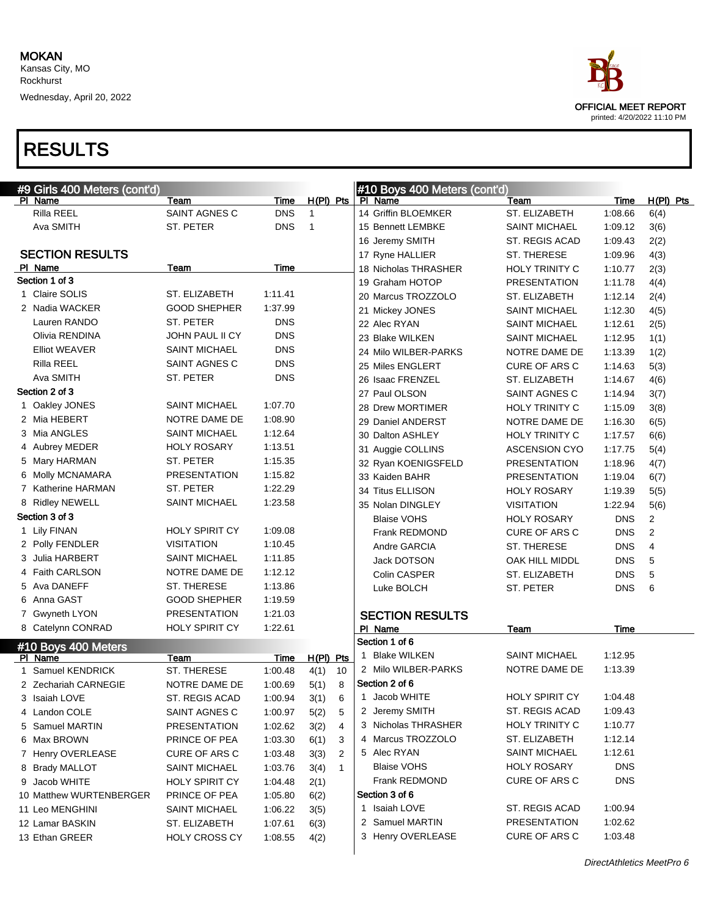MOKAN
Kansas City, MO
Rockhurst
Wednesday, April 20, 2022

OFFICIAL MEET REPORT
printed: 4/20/2022 11:10 PM

# RESULTS

## #9 Girls 400 Meters (cont'd)

| Pl | Name | Team | Time | H(Pl) | Pts |
|---|---|---|---|---|---|
| | Rilla REEL | SAINT AGNES C | DNS | 1 | |
| | Ava SMITH | ST. PETER | DNS | 1 | |

### SECTION RESULTS

| Pl | Name | Team | Time |
|---|---|---|---|
| **Section 1 of 3** | | | |
| 1 | Claire SOLIS | ST. ELIZABETH | 1:11.41 |
| 2 | Nadia WACKER | GOOD SHEPHER | 1:37.99 |
| | Lauren RANDO | ST. PETER | DNS |
| | Olivia RENDINA | JOHN PAUL II CY | DNS |
| | Elliot WEAVER | SAINT MICHAEL | DNS |
| | Rilla REEL | SAINT AGNES C | DNS |
| | Ava SMITH | ST. PETER | DNS |
| **Section 2 of 3** | | | |
| 1 | Oakley JONES | SAINT MICHAEL | 1:07.70 |
| 2 | Mia HEBERT | NOTRE DAME DE | 1:08.90 |
| 3 | Mia ANGLES | SAINT MICHAEL | 1:12.64 |
| 4 | Aubrey MEDER | HOLY ROSARY | 1:13.51 |
| 5 | Mary HARMAN | ST. PETER | 1:15.35 |
| 6 | Molly MCNAMARA | PRESENTATION | 1:15.82 |
| 7 | Katherine HARMAN | ST. PETER | 1:22.29 |
| 8 | Ridley NEWELL | SAINT MICHAEL | 1:23.58 |
| **Section 3 of 3** | | | |
| 1 | Lily FINAN | HOLY SPIRIT CY | 1:09.08 |
| 2 | Polly FENDLER | VISITATION | 1:10.45 |
| 3 | Julia HARBERT | SAINT MICHAEL | 1:11.85 |
| 4 | Faith CARLSON | NOTRE DAME DE | 1:12.12 |
| 5 | Ava DANEFF | ST. THERESE | 1:13.86 |
| 6 | Anna GAST | GOOD SHEPHER | 1:19.59 |
| 7 | Gwyneth LYON | PRESENTATION | 1:21.03 |
| 8 | Catelynn CONRAD | HOLY SPIRIT CY | 1:22.61 |

## #10 Boys 400 Meters

| Pl | Name | Team | Time | H(Pl) | Pts |
|---|---|---|---|---|---|
| 1 | Samuel KENDRICK | ST. THERESE | 1:00.48 | 4(1) | 10 |
| 2 | Zechariah CARNEGIE | NOTRE DAME DE | 1:00.69 | 5(1) | 8 |
| 3 | Isaiah LOVE | ST. REGIS ACAD | 1:00.94 | 3(1) | 6 |
| 4 | Landon COLE | SAINT AGNES C | 1:00.97 | 5(2) | 5 |
| 5 | Samuel MARTIN | PRESENTATION | 1:02.62 | 3(2) | 4 |
| 6 | Max BROWN | PRINCE OF PEA | 1:03.30 | 6(1) | 3 |
| 7 | Henry OVERLEASE | CURE OF ARS C | 1:03.48 | 3(3) | 2 |
| 8 | Brady MALLOT | SAINT MICHAEL | 1:03.76 | 3(4) | 1 |
| 9 | Jacob WHITE | HOLY SPIRIT CY | 1:04.48 | 2(1) | |
| 10 | Matthew WURTENBERGER | PRINCE OF PEA | 1:05.80 | 6(2) | |
| 11 | Leo MENGHINI | SAINT MICHAEL | 1:06.22 | 3(5) | |
| 12 | Lamar BASKIN | ST. ELIZABETH | 1:07.61 | 6(3) | |
| 13 | Ethan GREER | HOLY CROSS CY | 1:08.55 | 4(2) | |
| 14 | Griffin BLOEMKER | ST. ELIZABETH | 1:08.66 | 6(4) | |
| 15 | Bennett LEMBKE | SAINT MICHAEL | 1:09.12 | 3(6) | |
| 16 | Jeremy SMITH | ST. REGIS ACAD | 1:09.43 | 2(2) | |
| 17 | Ryne HALLIER | ST. THERESE | 1:09.96 | 4(3) | |
| 18 | Nicholas THRASHER | HOLY TRINITY C | 1:10.77 | 2(3) | |
| 19 | Graham HOTOP | PRESENTATION | 1:11.78 | 4(4) | |
| 20 | Marcus TROZZOLO | ST. ELIZABETH | 1:12.14 | 2(4) | |
| 21 | Mickey JONES | SAINT MICHAEL | 1:12.30 | 4(5) | |
| 22 | Alec RYAN | SAINT MICHAEL | 1:12.61 | 2(5) | |
| 23 | Blake WILKEN | SAINT MICHAEL | 1:12.95 | 1(1) | |
| 24 | Milo WILBER-PARKS | NOTRE DAME DE | 1:13.39 | 1(2) | |
| 25 | Miles ENGLERT | CURE OF ARS C | 1:14.63 | 5(3) | |
| 26 | Isaac FRENZEL | ST. ELIZABETH | 1:14.67 | 4(6) | |
| 27 | Paul OLSON | SAINT AGNES C | 1:14.94 | 3(7) | |
| 28 | Drew MORTIMER | HOLY TRINITY C | 1:15.09 | 3(8) | |
| 29 | Daniel ANDERST | NOTRE DAME DE | 1:16.30 | 6(5) | |
| 30 | Dalton ASHLEY | HOLY TRINITY C | 1:17.57 | 6(6) | |
| 31 | Auggie COLLINS | ASCENSION CYO | 1:17.75 | 5(4) | |
| 32 | Ryan KOENIGSFELD | PRESENTATION | 1:18.96 | 4(7) | |
| 33 | Kaiden BAHR | PRESENTATION | 1:19.04 | 6(7) | |
| 34 | Titus ELLISON | HOLY ROSARY | 1:19.39 | 5(5) | |
| 35 | Nolan DINGLEY | VISITATION | 1:22.94 | 5(6) | |
| | Blaise VOHS | HOLY ROSARY | DNS | 2 | |
| | Frank REDMOND | CURE OF ARS C | DNS | 2 | |
| | Andre GARCIA | ST. THERESE | DNS | 4 | |
| | Jack DOTSON | OAK HILL MIDDL | DNS | 5 | |
| | Colin CASPER | ST. ELIZABETH | DNS | 5 | |
| | Luke BOLCH | ST. PETER | DNS | 6 | |

### SECTION RESULTS

| Pl | Name | Team | Time |
|---|---|---|---|
| **Section 1 of 6** | | | |
| 1 | Blake WILKEN | SAINT MICHAEL | 1:12.95 |
| 2 | Milo WILBER-PARKS | NOTRE DAME DE | 1:13.39 |
| **Section 2 of 6** | | | |
| 1 | Jacob WHITE | HOLY SPIRIT CY | 1:04.48 |
| 2 | Jeremy SMITH | ST. REGIS ACAD | 1:09.43 |
| 3 | Nicholas THRASHER | HOLY TRINITY C | 1:10.77 |
| 4 | Marcus TROZZOLO | ST. ELIZABETH | 1:12.14 |
| 5 | Alec RYAN | SAINT MICHAEL | 1:12.61 |
| | Blaise VOHS | HOLY ROSARY | DNS |
| | Frank REDMOND | CURE OF ARS C | DNS |
| **Section 3 of 6** | | | |
| 1 | Isaiah LOVE | ST. REGIS ACAD | 1:00.94 |
| 2 | Samuel MARTIN | PRESENTATION | 1:02.62 |
| 3 | Henry OVERLEASE | CURE OF ARS C | 1:03.48 |

DirectAthletics MeetPro 6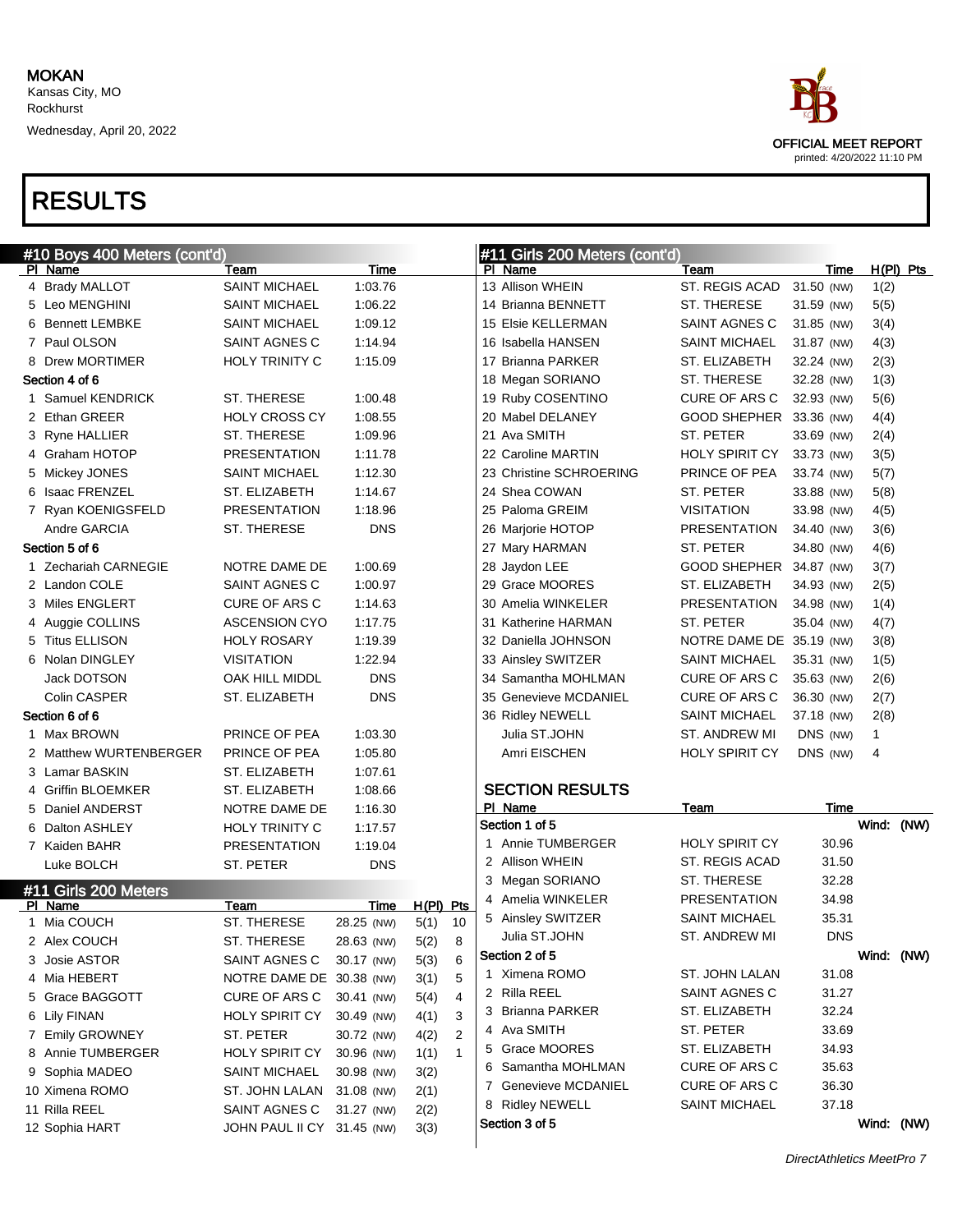MOKAN
Kansas City, MO
Rockhurst
Wednesday, April 20, 2022

OFFICIAL MEET REPORT
printed: 4/20/2022 11:10 PM

# RESULTS

## #10 Boys 400 Meters (cont'd)

| Pl | Name | Team | Time |
|---|---|---|---|
| 4 | Brady MALLOT | SAINT MICHAEL | 1:03.76 |
| 5 | Leo MENGHINI | SAINT MICHAEL | 1:06.22 |
| 6 | Bennett LEMBKE | SAINT MICHAEL | 1:09.12 |
| 7 | Paul OLSON | SAINT AGNES C | 1:14.94 |
| 8 | Drew MORTIMER | HOLY TRINITY C | 1:15.09 |
| **Section 4 of 6** | | | |
| 1 | Samuel KENDRICK | ST. THERESE | 1:00.48 |
| 2 | Ethan GREER | HOLY CROSS CY | 1:08.55 |
| 3 | Ryne HALLIER | ST. THERESE | 1:09.96 |
| 4 | Graham HOTOP | PRESENTATION | 1:11.78 |
| 5 | Mickey JONES | SAINT MICHAEL | 1:12.30 |
| 6 | Isaac FRENZEL | ST. ELIZABETH | 1:14.67 |
| 7 | Ryan KOENIGSFELD | PRESENTATION | 1:18.96 |
| | Andre GARCIA | ST. THERESE | DNS |
| **Section 5 of 6** | | | |
| 1 | Zechariah CARNEGIE | NOTRE DAME DE | 1:00.69 |
| 2 | Landon COLE | SAINT AGNES C | 1:00.97 |
| 3 | Miles ENGLERT | CURE OF ARS C | 1:14.63 |
| 4 | Auggie COLLINS | ASCENSION CYO | 1:17.75 |
| 5 | Titus ELLISON | HOLY ROSARY | 1:19.39 |
| 6 | Nolan DINGLEY | VISITATION | 1:22.94 |
| | Jack DOTSON | OAK HILL MIDDL | DNS |
| | Colin CASPER | ST. ELIZABETH | DNS |
| **Section 6 of 6** | | | |
| 1 | Max BROWN | PRINCE OF PEA | 1:03.30 |
| 2 | Matthew WURTENBERGER | PRINCE OF PEA | 1:05.80 |
| 3 | Lamar BASKIN | ST. ELIZABETH | 1:07.61 |
| 4 | Griffin BLOEMKER | ST. ELIZABETH | 1:08.66 |
| 5 | Daniel ANDERST | NOTRE DAME DE | 1:16.30 |
| 6 | Dalton ASHLEY | HOLY TRINITY C | 1:17.57 |
| 7 | Kaiden BAHR | PRESENTATION | 1:19.04 |
| | Luke BOLCH | ST. PETER | DNS |

## #11 Girls 200 Meters

| Pl | Name | Team | Time | | H(Pl) | Pts |
|---|---|---|---|---|---|---|
| 1 | Mia COUCH | ST. THERESE | 28.25 | (NW) | 5(1) | 10 |
| 2 | Alex COUCH | ST. THERESE | 28.63 | (NW) | 5(2) | 8 |
| 3 | Josie ASTOR | SAINT AGNES C | 30.17 | (NW) | 5(3) | 6 |
| 4 | Mia HEBERT | NOTRE DAME DE | 30.38 | (NW) | 3(1) | 5 |
| 5 | Grace BAGGOTT | CURE OF ARS C | 30.41 | (NW) | 5(4) | 4 |
| 6 | Lily FINAN | HOLY SPIRIT CY | 30.49 | (NW) | 4(1) | 3 |
| 7 | Emily GROWNEY | ST. PETER | 30.72 | (NW) | 4(2) | 2 |
| 8 | Annie TUMBERGER | HOLY SPIRIT CY | 30.96 | (NW) | 1(1) | 1 |
| 9 | Sophia MADEO | SAINT MICHAEL | 30.98 | (NW) | 3(2) | |
| 10 | Ximena ROMO | ST. JOHN LALAN | 31.08 | (NW) | 2(1) | |
| 11 | Rilla REEL | SAINT AGNES C | 31.27 | (NW) | 2(2) | |
| 12 | Sophia HART | JOHN PAUL II CY | 31.45 | (NW) | 3(3) | |

## #11 Girls 200 Meters (cont'd)

| Pl | Name | Team | Time | | H(Pl) | Pts |
|---|---|---|---|---|---|---|
| 13 | Allison WHEIN | ST. REGIS ACAD | 31.50 | (NW) | 1(2) | |
| 14 | Brianna BENNETT | ST. THERESE | 31.59 | (NW) | 5(5) | |
| 15 | Elsie KELLERMAN | SAINT AGNES C | 31.85 | (NW) | 3(4) | |
| 16 | Isabella HANSEN | SAINT MICHAEL | 31.87 | (NW) | 4(3) | |
| 17 | Brianna PARKER | ST. ELIZABETH | 32.24 | (NW) | 2(3) | |
| 18 | Megan SORIANO | ST. THERESE | 32.28 | (NW) | 1(3) | |
| 19 | Ruby COSENTINO | CURE OF ARS C | 32.93 | (NW) | 5(6) | |
| 20 | Mabel DELANEY | GOOD SHEPHER | 33.36 | (NW) | 4(4) | |
| 21 | Ava SMITH | ST. PETER | 33.69 | (NW) | 2(4) | |
| 22 | Caroline MARTIN | HOLY SPIRIT CY | 33.73 | (NW) | 3(5) | |
| 23 | Christine SCHROERING | PRINCE OF PEA | 33.74 | (NW) | 5(7) | |
| 24 | Shea COWAN | ST. PETER | 33.88 | (NW) | 5(8) | |
| 25 | Paloma GREIM | VISITATION | 33.98 | (NW) | 4(5) | |
| 26 | Marjorie HOTOP | PRESENTATION | 34.40 | (NW) | 3(6) | |
| 27 | Mary HARMAN | ST. PETER | 34.80 | (NW) | 4(6) | |
| 28 | Jaydon LEE | GOOD SHEPHER | 34.87 | (NW) | 3(7) | |
| 29 | Grace MOORES | ST. ELIZABETH | 34.93 | (NW) | 2(5) | |
| 30 | Amelia WINKELER | PRESENTATION | 34.98 | (NW) | 1(4) | |
| 31 | Katherine HARMAN | ST. PETER | 35.04 | (NW) | 4(7) | |
| 32 | Daniella JOHNSON | NOTRE DAME DE | 35.19 | (NW) | 3(8) | |
| 33 | Ainsley SWITZER | SAINT MICHAEL | 35.31 | (NW) | 1(5) | |
| 34 | Samantha MOHLMAN | CURE OF ARS C | 35.63 | (NW) | 2(6) | |
| 35 | Genevieve MCDANIEL | CURE OF ARS C | 36.30 | (NW) | 2(7) | |
| 36 | Ridley NEWELL | SAINT MICHAEL | 37.18 | (NW) | 2(8) | |
| | Julia ST.JOHN | ST. ANDREW MI | DNS | (NW) | 1 | |
| | Amri EISCHEN | HOLY SPIRIT CY | DNS | (NW) | 4 | |

### SECTION RESULTS

| Pl | Name | Team | Time |
|---|---|---|---|
| **Section 1 of 5** | | | Wind: (NW) |
| 1 | Annie TUMBERGER | HOLY SPIRIT CY | 30.96 |
| 2 | Allison WHEIN | ST. REGIS ACAD | 31.50 |
| 3 | Megan SORIANO | ST. THERESE | 32.28 |
| 4 | Amelia WINKELER | PRESENTATION | 34.98 |
| 5 | Ainsley SWITZER | SAINT MICHAEL | 35.31 |
| | Julia ST.JOHN | ST. ANDREW MI | DNS |
| **Section 2 of 5** | | | Wind: (NW) |
| 1 | Ximena ROMO | ST. JOHN LALAN | 31.08 |
| 2 | Rilla REEL | SAINT AGNES C | 31.27 |
| 3 | Brianna PARKER | ST. ELIZABETH | 32.24 |
| 4 | Ava SMITH | ST. PETER | 33.69 |
| 5 | Grace MOORES | ST. ELIZABETH | 34.93 |
| 6 | Samantha MOHLMAN | CURE OF ARS C | 35.63 |
| 7 | Genevieve MCDANIEL | CURE OF ARS C | 36.30 |
| 8 | Ridley NEWELL | SAINT MICHAEL | 37.18 |
| **Section 3 of 5** | | | Wind: (NW) |

DirectAthletics MeetPro 7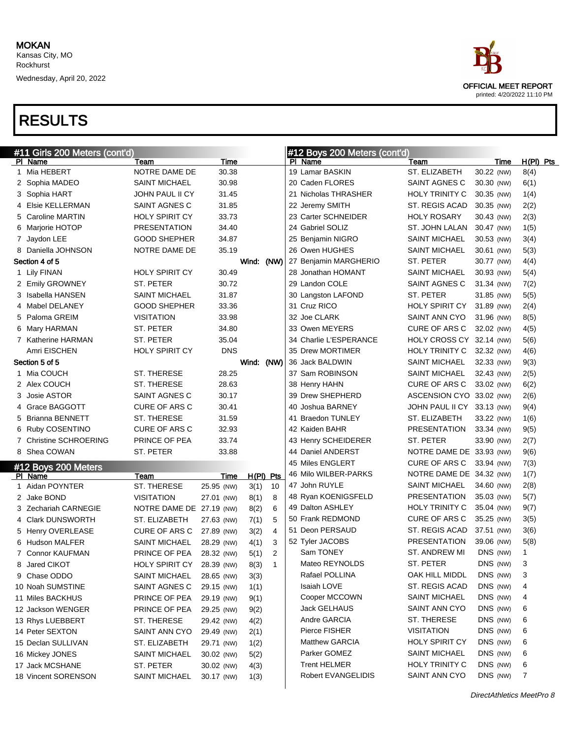MOKAN
Kansas City, MO
Rockhurst
Wednesday, April 20, 2022

OFFICIAL MEET REPORT
printed: 4/20/2022 11:10 PM

# RESULTS

## #11 Girls 200 Meters (cont'd)

| Pl | Name | Team | Time |
|---|---|---|---|
| 1 | Mia HEBERT | NOTRE DAME DE | 30.38 |
| 2 | Sophia MADEO | SAINT MICHAEL | 30.98 |
| 3 | Sophia HART | JOHN PAUL II CY | 31.45 |
| 4 | Elsie KELLERMAN | SAINT AGNES C | 31.85 |
| 5 | Caroline MARTIN | HOLY SPIRIT CY | 33.73 |
| 6 | Marjorie HOTOP | PRESENTATION | 34.40 |
| 7 | Jaydon LEE | GOOD SHEPHER | 34.87 |
| 8 | Daniella JOHNSON | NOTRE DAME DE | 35.19 |

**Section 4 of 5** Wind: (NW)

| Pl | Name | Team | Time |
|---|---|---|---|
| 1 | Lily FINAN | HOLY SPIRIT CY | 30.49 |
| 2 | Emily GROWNEY | ST. PETER | 30.72 |
| 3 | Isabella HANSEN | SAINT MICHAEL | 31.87 |
| 4 | Mabel DELANEY | GOOD SHEPHER | 33.36 |
| 5 | Paloma GREIM | VISITATION | 33.98 |
| 6 | Mary HARMAN | ST. PETER | 34.80 |
| 7 | Katherine HARMAN | ST. PETER | 35.04 |
| | Amri EISCHEN | HOLY SPIRIT CY | DNS |

**Section 5 of 5** Wind: (NW)

| Pl | Name | Team | Time |
|---|---|---|---|
| 1 | Mia COUCH | ST. THERESE | 28.25 |
| 2 | Alex COUCH | ST. THERESE | 28.63 |
| 3 | Josie ASTOR | SAINT AGNES C | 30.17 |
| 4 | Grace BAGGOTT | CURE OF ARS C | 30.41 |
| 5 | Brianna BENNETT | ST. THERESE | 31.59 |
| 6 | Ruby COSENTINO | CURE OF ARS C | 32.93 |
| 7 | Christine SCHROERING | PRINCE OF PEA | 33.74 |
| 8 | Shea COWAN | ST. PETER | 33.88 |

## #12 Boys 200 Meters

| Pl | Name | Team | Time | | H(Pl) | Pts |
|---|---|---|---|---|---|---|
| 1 | Aidan POYNTER | ST. THERESE | 25.95 | (NW) | 3(1) | 10 |
| 2 | Jake BOND | VISITATION | 27.01 | (NW) | 8(1) | 8 |
| 3 | Zechariah CARNEGIE | NOTRE DAME DE | 27.19 | (NW) | 8(2) | 6 |
| 4 | Clark DUNSWORTH | ST. ELIZABETH | 27.63 | (NW) | 7(1) | 5 |
| 5 | Henry OVERLEASE | CURE OF ARS C | 27.89 | (NW) | 3(2) | 4 |
| 6 | Hudson MALFER | SAINT MICHAEL | 28.29 | (NW) | 4(1) | 3 |
| 7 | Connor KAUFMAN | PRINCE OF PEA | 28.32 | (NW) | 5(1) | 2 |
| 8 | Jared CIKOT | HOLY SPIRIT CY | 28.39 | (NW) | 8(3) | 1 |
| 9 | Chase ODDO | SAINT MICHAEL | 28.65 | (NW) | 3(3) | |
| 10 | Noah SUMSTINE | SAINT AGNES C | 29.15 | (NW) | 1(1) | |
| 11 | Miles BACKHUS | PRINCE OF PEA | 29.19 | (NW) | 9(1) | |
| 12 | Jackson WENGER | PRINCE OF PEA | 29.25 | (NW) | 9(2) | |
| 13 | Rhys LUEBBERT | ST. THERESE | 29.42 | (NW) | 4(2) | |
| 14 | Peter SEXTON | SAINT ANN CYO | 29.49 | (NW) | 2(1) | |
| 15 | Declan SULLIVAN | ST. ELIZABETH | 29.71 | (NW) | 1(2) | |
| 16 | Mickey JONES | SAINT MICHAEL | 30.02 | (NW) | 5(2) | |
| 17 | Jack MCSHANE | ST. PETER | 30.02 | (NW) | 4(3) | |
| 18 | Vincent SORENSON | SAINT MICHAEL | 30.17 | (NW) | 1(3) | |

## #12 Boys 200 Meters (cont'd)

| Pl | Name | Team | Time | | H(Pl) | Pts |
|---|---|---|---|---|---|---|
| 19 | Lamar BASKIN | ST. ELIZABETH | 30.22 | (NW) | 8(4) | |
| 20 | Caden FLORES | SAINT AGNES C | 30.30 | (NW) | 6(1) | |
| 21 | Nicholas THRASHER | HOLY TRINITY C | 30.35 | (NW) | 1(4) | |
| 22 | Jeremy SMITH | ST. REGIS ACAD | 30.35 | (NW) | 2(2) | |
| 23 | Carter SCHNEIDER | HOLY ROSARY | 30.43 | (NW) | 2(3) | |
| 24 | Gabriel SOLIZ | ST. JOHN LALAN | 30.47 | (NW) | 1(5) | |
| 25 | Benjamin NIGRO | SAINT MICHAEL | 30.53 | (NW) | 3(4) | |
| 26 | Owen HUGHES | SAINT MICHAEL | 30.61 | (NW) | 5(3) | |
| 27 | Benjamin MARGHERIO | ST. PETER | 30.77 | (NW) | 4(4) | |
| 28 | Jonathan HOMANT | SAINT MICHAEL | 30.93 | (NW) | 5(4) | |
| 29 | Landon COLE | SAINT AGNES C | 31.34 | (NW) | 7(2) | |
| 30 | Langston LAFOND | ST. PETER | 31.85 | (NW) | 5(5) | |
| 31 | Cruz RICO | HOLY SPIRIT CY | 31.89 | (NW) | 2(4) | |
| 32 | Joe CLARK | SAINT ANN CYO | 31.96 | (NW) | 8(5) | |
| 33 | Owen MEYERS | CURE OF ARS C | 32.02 | (NW) | 4(5) | |
| 34 | Charlie L'ESPERANCE | HOLY CROSS CY | 32.14 | (NW) | 5(6) | |
| 35 | Drew MORTIMER | HOLY TRINITY C | 32.32 | (NW) | 4(6) | |
| 36 | Jack BALDWIN | SAINT MICHAEL | 32.33 | (NW) | 9(3) | |
| 37 | Sam ROBINSON | SAINT MICHAEL | 32.43 | (NW) | 2(5) | |
| 38 | Henry HAHN | CURE OF ARS C | 33.02 | (NW) | 6(2) | |
| 39 | Drew SHEPHERD | ASCENSION CYO | 33.02 | (NW) | 2(6) | |
| 40 | Joshua BARNEY | JOHN PAUL II CY | 33.13 | (NW) | 9(4) | |
| 41 | Braedon TUNLEY | ST. ELIZABETH | 33.22 | (NW) | 1(6) | |
| 42 | Kaiden BAHR | PRESENTATION | 33.34 | (NW) | 9(5) | |
| 43 | Henry SCHEIDERER | ST. PETER | 33.90 | (NW) | 2(7) | |
| 44 | Daniel ANDERST | NOTRE DAME DE | 33.93 | (NW) | 9(6) | |
| 45 | Miles ENGLERT | CURE OF ARS C | 33.94 | (NW) | 7(3) | |
| 46 | Milo WILBER-PARKS | NOTRE DAME DE | 34.32 | (NW) | 1(7) | |
| 47 | John RUYLE | SAINT MICHAEL | 34.60 | (NW) | 2(8) | |
| 48 | Ryan KOENIGSFELD | PRESENTATION | 35.03 | (NW) | 5(7) | |
| 49 | Dalton ASHLEY | HOLY TRINITY C | 35.04 | (NW) | 9(7) | |
| 50 | Frank REDMOND | CURE OF ARS C | 35.25 | (NW) | 3(5) | |
| 51 | Deon PERSAUD | ST. REGIS ACAD | 37.51 | (NW) | 3(6) | |
| 52 | Tyler JACOBS | PRESENTATION | 39.06 | (NW) | 5(8) | |
| | Sam TONEY | ST. ANDREW MI | DNS | (NW) | 1 | |
| | Mateo REYNOLDS | ST. PETER | DNS | (NW) | 3 | |
| | Rafael POLLINA | OAK HILL MIDDL | DNS | (NW) | 3 | |
| | Isaiah LOVE | ST. REGIS ACAD | DNS | (NW) | 4 | |
| | Cooper MCCOWN | SAINT MICHAEL | DNS | (NW) | 4 | |
| | Jack GELHAUS | SAINT ANN CYO | DNS | (NW) | 6 | |
| | Andre GARCIA | ST. THERESE | DNS | (NW) | 6 | |
| | Pierce FISHER | VISITATION | DNS | (NW) | 6 | |
| | Matthew GARCIA | HOLY SPIRIT CY | DNS | (NW) | 6 | |
| | Parker GOMEZ | SAINT MICHAEL | DNS | (NW) | 6 | |
| | Trent HELMER | HOLY TRINITY C | DNS | (NW) | 6 | |
| | Robert EVANGELIDIS | SAINT ANN CYO | DNS | (NW) | 7 | |

DirectAthletics MeetPro 8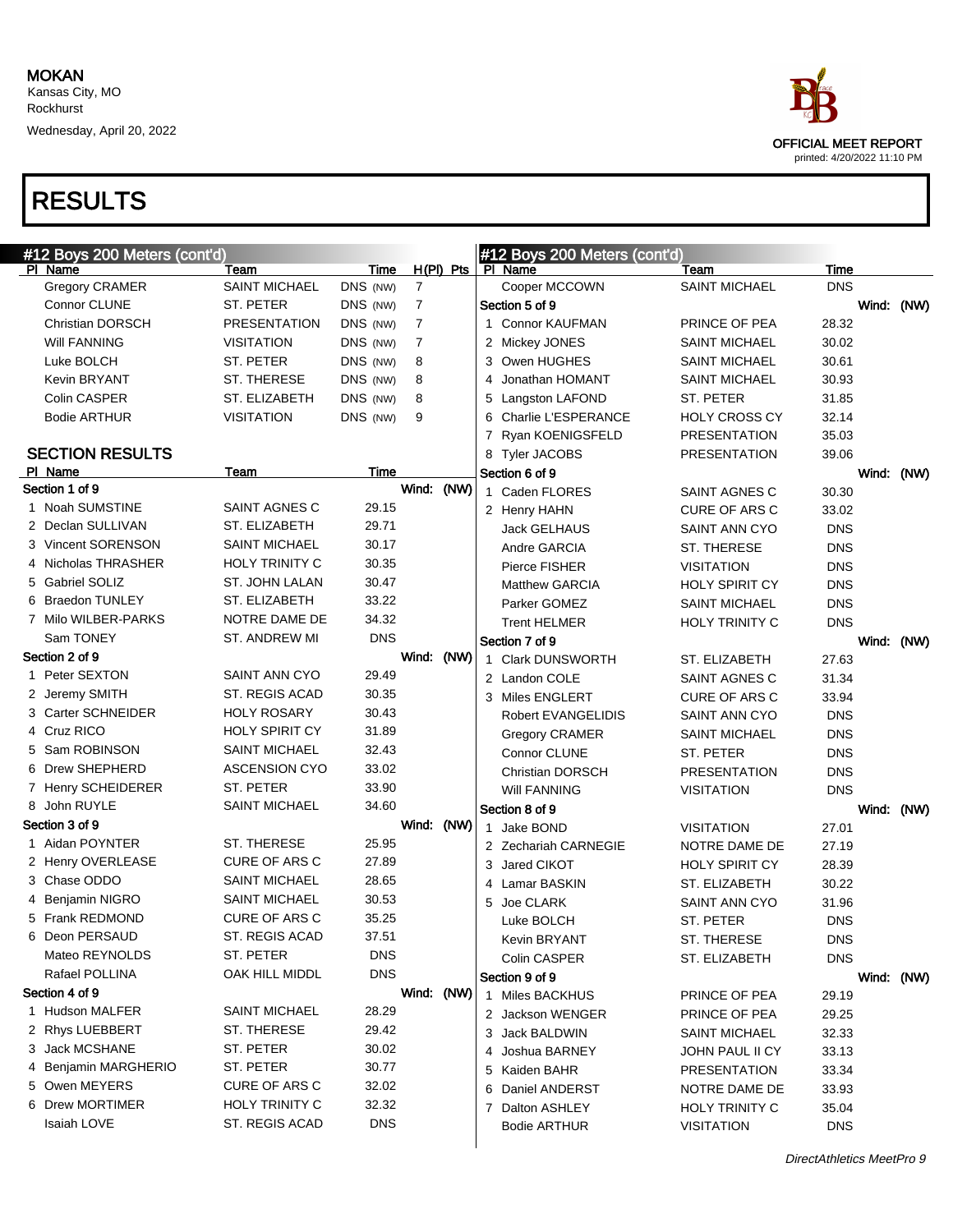MOKAN
Kansas City, MO
Rockhurst
Wednesday, April 20, 2022

OFFICIAL MEET REPORT
printed: 4/20/2022 11:10 PM

# RESULTS

## #12 Boys 200 Meters (cont'd)

| Pl | Name | Team | Time | H(Pl) | Pts |
|---|---|---|---|---|---|
| | Gregory CRAMER | SAINT MICHAEL | DNS (NW) | 7 | |
| | Connor CLUNE | ST. PETER | DNS (NW) | 7 | |
| | Christian DORSCH | PRESENTATION | DNS (NW) | 7 | |
| | Will FANNING | VISITATION | DNS (NW) | 7 | |
| | Luke BOLCH | ST. PETER | DNS (NW) | 8 | |
| | Kevin BRYANT | ST. THERESE | DNS (NW) | 8 | |
| | Colin CASPER | ST. ELIZABETH | DNS (NW) | 8 | |
| | Bodie ARTHUR | VISITATION | DNS (NW) | 9 | |

### SECTION RESULTS

| Pl | Name | Team | Time |
|---|---|---|---|
| **Section 1 of 9** | | | **Wind: (NW)** |
| 1 | Noah SUMSTINE | SAINT AGNES C | 29.15 |
| 2 | Declan SULLIVAN | ST. ELIZABETH | 29.71 |
| 3 | Vincent SORENSON | SAINT MICHAEL | 30.17 |
| 4 | Nicholas THRASHER | HOLY TRINITY C | 30.35 |
| 5 | Gabriel SOLIZ | ST. JOHN LALAN | 30.47 |
| 6 | Braedon TUNLEY | ST. ELIZABETH | 33.22 |
| 7 | Milo WILBER-PARKS | NOTRE DAME DE | 34.32 |
| | Sam TONEY | ST. ANDREW MI | DNS |
| **Section 2 of 9** | | | **Wind: (NW)** |
| 1 | Peter SEXTON | SAINT ANN CYO | 29.49 |
| 2 | Jeremy SMITH | ST. REGIS ACAD | 30.35 |
| 3 | Carter SCHNEIDER | HOLY ROSARY | 30.43 |
| 4 | Cruz RICO | HOLY SPIRIT CY | 31.89 |
| 5 | Sam ROBINSON | SAINT MICHAEL | 32.43 |
| 6 | Drew SHEPHERD | ASCENSION CYO | 33.02 |
| 7 | Henry SCHEIDERER | ST. PETER | 33.90 |
| 8 | John RUYLE | SAINT MICHAEL | 34.60 |
| **Section 3 of 9** | | | **Wind: (NW)** |
| 1 | Aidan POYNTER | ST. THERESE | 25.95 |
| 2 | Henry OVERLEASE | CURE OF ARS C | 27.89 |
| 3 | Chase ODDO | SAINT MICHAEL | 28.65 |
| 4 | Benjamin NIGRO | SAINT MICHAEL | 30.53 |
| 5 | Frank REDMOND | CURE OF ARS C | 35.25 |
| 6 | Deon PERSAUD | ST. REGIS ACAD | 37.51 |
| | Mateo REYNOLDS | ST. PETER | DNS |
| | Rafael POLLINA | OAK HILL MIDDL | DNS |
| **Section 4 of 9** | | | **Wind: (NW)** |
| 1 | Hudson MALFER | SAINT MICHAEL | 28.29 |
| 2 | Rhys LUEBBERT | ST. THERESE | 29.42 |
| 3 | Jack MCSHANE | ST. PETER | 30.02 |
| 4 | Benjamin MARGHERIO | ST. PETER | 30.77 |
| 5 | Owen MEYERS | CURE OF ARS C | 32.02 |
| 6 | Drew MORTIMER | HOLY TRINITY C | 32.32 |
| | Isaiah LOVE | ST. REGIS ACAD | DNS |
| | Cooper MCCOWN | SAINT MICHAEL | DNS |
| **Section 5 of 9** | | | **Wind: (NW)** |
| 1 | Connor KAUFMAN | PRINCE OF PEA | 28.32 |
| 2 | Mickey JONES | SAINT MICHAEL | 30.02 |
| 3 | Owen HUGHES | SAINT MICHAEL | 30.61 |
| 4 | Jonathan HOMANT | SAINT MICHAEL | 30.93 |
| 5 | Langston LAFOND | ST. PETER | 31.85 |
| 6 | Charlie L'ESPERANCE | HOLY CROSS CY | 32.14 |
| 7 | Ryan KOENIGSFELD | PRESENTATION | 35.03 |
| 8 | Tyler JACOBS | PRESENTATION | 39.06 |
| **Section 6 of 9** | | | **Wind: (NW)** |
| 1 | Caden FLORES | SAINT AGNES C | 30.30 |
| 2 | Henry HAHN | CURE OF ARS C | 33.02 |
| | Jack GELHAUS | SAINT ANN CYO | DNS |
| | Andre GARCIA | ST. THERESE | DNS |
| | Pierce FISHER | VISITATION | DNS |
| | Matthew GARCIA | HOLY SPIRIT CY | DNS |
| | Parker GOMEZ | SAINT MICHAEL | DNS |
| | Trent HELMER | HOLY TRINITY C | DNS |
| **Section 7 of 9** | | | **Wind: (NW)** |
| 1 | Clark DUNSWORTH | ST. ELIZABETH | 27.63 |
| 2 | Landon COLE | SAINT AGNES C | 31.34 |
| 3 | Miles ENGLERT | CURE OF ARS C | 33.94 |
| | Robert EVANGELIDIS | SAINT ANN CYO | DNS |
| | Gregory CRAMER | SAINT MICHAEL | DNS |
| | Connor CLUNE | ST. PETER | DNS |
| | Christian DORSCH | PRESENTATION | DNS |
| | Will FANNING | VISITATION | DNS |
| **Section 8 of 9** | | | **Wind: (NW)** |
| 1 | Jake BOND | VISITATION | 27.01 |
| 2 | Zechariah CARNEGIE | NOTRE DAME DE | 27.19 |
| 3 | Jared CIKOT | HOLY SPIRIT CY | 28.39 |
| 4 | Lamar BASKIN | ST. ELIZABETH | 30.22 |
| 5 | Joe CLARK | SAINT ANN CYO | 31.96 |
| | Luke BOLCH | ST. PETER | DNS |
| | Kevin BRYANT | ST. THERESE | DNS |
| | Colin CASPER | ST. ELIZABETH | DNS |
| **Section 9 of 9** | | | **Wind: (NW)** |
| 1 | Miles BACKHUS | PRINCE OF PEA | 29.19 |
| 2 | Jackson WENGER | PRINCE OF PEA | 29.25 |
| 3 | Jack BALDWIN | SAINT MICHAEL | 32.33 |
| 4 | Joshua BARNEY | JOHN PAUL II CY | 33.13 |
| 5 | Kaiden BAHR | PRESENTATION | 33.34 |
| 6 | Daniel ANDERST | NOTRE DAME DE | 33.93 |
| 7 | Dalton ASHLEY | HOLY TRINITY C | 35.04 |
| | Bodie ARTHUR | VISITATION | DNS |

*DirectAthletics MeetPro 9*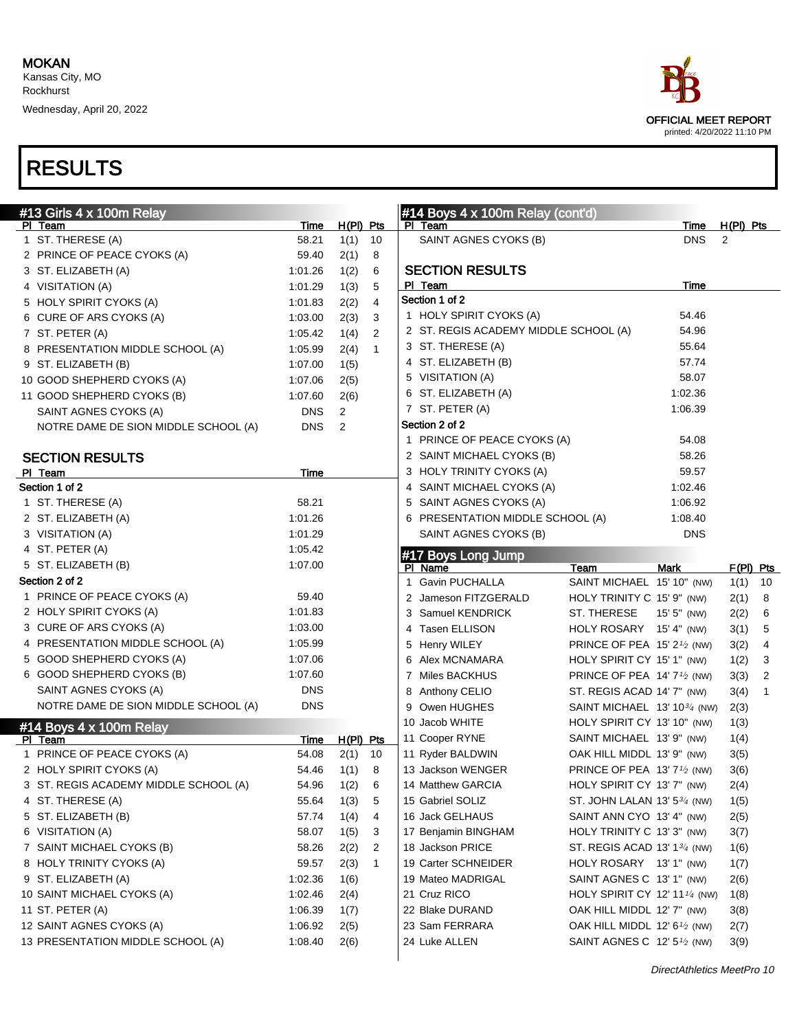MOKAN
Kansas City, MO
Rockhurst
Wednesday, April 20, 2022

OFFICIAL MEET REPORT
printed: 4/20/2022 11:10 PM

# RESULTS

## #13 Girls 4 x 100m Relay

| Pl | Team | Time | H(Pl) | Pts |
|---|---|---|---|---|
| 1 | ST. THERESE (A) | 58.21 | 1(1) | 10 |
| 2 | PRINCE OF PEACE CYOKS (A) | 59.40 | 2(1) | 8 |
| 3 | ST. ELIZABETH (A) | 1:01.26 | 1(2) | 6 |
| 4 | VISITATION (A) | 1:01.29 | 1(3) | 5 |
| 5 | HOLY SPIRIT CYOKS (A) | 1:01.83 | 2(2) | 4 |
| 6 | CURE OF ARS CYOKS (A) | 1:03.00 | 2(3) | 3 |
| 7 | ST. PETER (A) | 1:05.42 | 1(4) | 2 |
| 8 | PRESENTATION MIDDLE SCHOOL (A) | 1:05.99 | 2(4) | 1 |
| 9 | ST. ELIZABETH (B) | 1:07.00 | 1(5) | |
| 10 | GOOD SHEPHERD CYOKS (A) | 1:07.06 | 2(5) | |
| 11 | GOOD SHEPHERD CYOKS (B) | 1:07.60 | 2(6) | |
| | SAINT AGNES CYOKS (A) | DNS | 2 | |
| | NOTRE DAME DE SION MIDDLE SCHOOL (A) | DNS | 2 | |

### SECTION RESULTS

| Pl | Team | Time |
|---|---|---|
| **Section 1 of 2** | | |
| 1 | ST. THERESE (A) | 58.21 |
| 2 | ST. ELIZABETH (A) | 1:01.26 |
| 3 | VISITATION (A) | 1:01.29 |
| 4 | ST. PETER (A) | 1:05.42 |
| 5 | ST. ELIZABETH (B) | 1:07.00 |
| **Section 2 of 2** | | |
| 1 | PRINCE OF PEACE CYOKS (A) | 59.40 |
| 2 | HOLY SPIRIT CYOKS (A) | 1:01.83 |
| 3 | CURE OF ARS CYOKS (A) | 1:03.00 |
| 4 | PRESENTATION MIDDLE SCHOOL (A) | 1:05.99 |
| 5 | GOOD SHEPHERD CYOKS (A) | 1:07.06 |
| 6 | GOOD SHEPHERD CYOKS (B) | 1:07.60 |
| | SAINT AGNES CYOKS (A) | DNS |
| | NOTRE DAME DE SION MIDDLE SCHOOL (A) | DNS |

## #14 Boys 4 x 100m Relay

| Pl | Team | Time | H(Pl) | Pts |
|---|---|---|---|---|
| 1 | PRINCE OF PEACE CYOKS (A) | 54.08 | 2(1) | 10 |
| 2 | HOLY SPIRIT CYOKS (A) | 54.46 | 1(1) | 8 |
| 3 | ST. REGIS ACADEMY MIDDLE SCHOOL (A) | 54.96 | 1(2) | 6 |
| 4 | ST. THERESE (A) | 55.64 | 1(3) | 5 |
| 5 | ST. ELIZABETH (B) | 57.74 | 1(4) | 4 |
| 6 | VISITATION (A) | 58.07 | 1(5) | 3 |
| 7 | SAINT MICHAEL CYOKS (B) | 58.26 | 2(2) | 2 |
| 8 | HOLY TRINITY CYOKS (A) | 59.57 | 2(3) | 1 |
| 9 | ST. ELIZABETH (A) | 1:02.36 | 1(6) | |
| 10 | SAINT MICHAEL CYOKS (A) | 1:02.46 | 2(4) | |
| 11 | ST. PETER (A) | 1:06.39 | 1(7) | |
| 12 | SAINT AGNES CYOKS (A) | 1:06.92 | 2(5) | |
| 13 | PRESENTATION MIDDLE SCHOOL (A) | 1:08.40 | 2(6) | |
| | SAINT AGNES CYOKS (B) | DNS | 2 | |

### SECTION RESULTS

| Pl | Team | Time |
|---|---|---|
| **Section 1 of 2** | | |
| 1 | HOLY SPIRIT CYOKS (A) | 54.46 |
| 2 | ST. REGIS ACADEMY MIDDLE SCHOOL (A) | 54.96 |
| 3 | ST. THERESE (A) | 55.64 |
| 4 | ST. ELIZABETH (B) | 57.74 |
| 5 | VISITATION (A) | 58.07 |
| 6 | ST. ELIZABETH (A) | 1:02.36 |
| 7 | ST. PETER (A) | 1:06.39 |
| **Section 2 of 2** | | |
| 1 | PRINCE OF PEACE CYOKS (A) | 54.08 |
| 2 | SAINT MICHAEL CYOKS (B) | 58.26 |
| 3 | HOLY TRINITY CYOKS (A) | 59.57 |
| 4 | SAINT MICHAEL CYOKS (A) | 1:02.46 |
| 5 | SAINT AGNES CYOKS (A) | 1:06.92 |
| 6 | PRESENTATION MIDDLE SCHOOL (A) | 1:08.40 |
| | SAINT AGNES CYOKS (B) | DNS |

## #17 Boys Long Jump

| Pl | Name | Team | Mark | F(Pl) | Pts |
|---|---|---|---|---|---|
| 1 | Gavin PUCHALLA | SAINT MICHAEL | 15' 10" (NW) | 1(1) | 10 |
| 2 | Jameson FITZGERALD | HOLY TRINITY C | 15' 9" (NW) | 2(1) | 8 |
| 3 | Samuel KENDRICK | ST. THERESE | 15' 5" (NW) | 2(2) | 6 |
| 4 | Tasen ELLISON | HOLY ROSARY | 15' 4" (NW) | 3(1) | 5 |
| 5 | Henry WILEY | PRINCE OF PEA | 15' 2½ (NW) | 3(2) | 4 |
| 6 | Alex MCNAMARA | HOLY SPIRIT CY | 15' 1" (NW) | 1(2) | 3 |
| 7 | Miles BACKHUS | PRINCE OF PEA | 14' 7½ (NW) | 3(3) | 2 |
| 8 | Anthony CELIO | ST. REGIS ACAD | 14' 7" (NW) | 3(4) | 1 |
| 9 | Owen HUGHES | SAINT MICHAEL | 13' 10¾ (NW) | 2(3) | |
| 10 | Jacob WHITE | HOLY SPIRIT CY | 13' 10" (NW) | 1(3) | |
| 11 | Cooper RYNE | SAINT MICHAEL | 13' 9" (NW) | 1(4) | |
| 11 | Ryder BALDWIN | OAK HILL MIDDL | 13' 9" (NW) | 3(5) | |
| 13 | Jackson WENGER | PRINCE OF PEA | 13' 7½ (NW) | 3(6) | |
| 14 | Matthew GARCIA | HOLY SPIRIT CY | 13' 7" (NW) | 2(4) | |
| 15 | Gabriel SOLIZ | ST. JOHN LALAN | 13' 5¾ (NW) | 1(5) | |
| 16 | Jack GELHAUS | SAINT ANN CYO | 13' 4" (NW) | 2(5) | |
| 17 | Benjamin BINGHAM | HOLY TRINITY C | 13' 3" (NW) | 3(7) | |
| 18 | Jackson PRICE | ST. REGIS ACAD | 13' 1¾ (NW) | 1(6) | |
| 19 | Carter SCHNEIDER | HOLY ROSARY | 13' 1" (NW) | 1(7) | |
| 19 | Mateo MADRIGAL | SAINT AGNES C | 13' 1" (NW) | 2(6) | |
| 21 | Cruz RICO | HOLY SPIRIT CY | 12' 11¼ (NW) | 1(8) | |
| 22 | Blake DURAND | OAK HILL MIDDL | 12' 7" (NW) | 3(8) | |
| 23 | Sam FERRARA | OAK HILL MIDDL | 12' 6½ (NW) | 2(7) | |
| 24 | Luke ALLEN | SAINT AGNES C | 12' 5½ (NW) | 3(9) | |

*DirectAthletics MeetPro 10*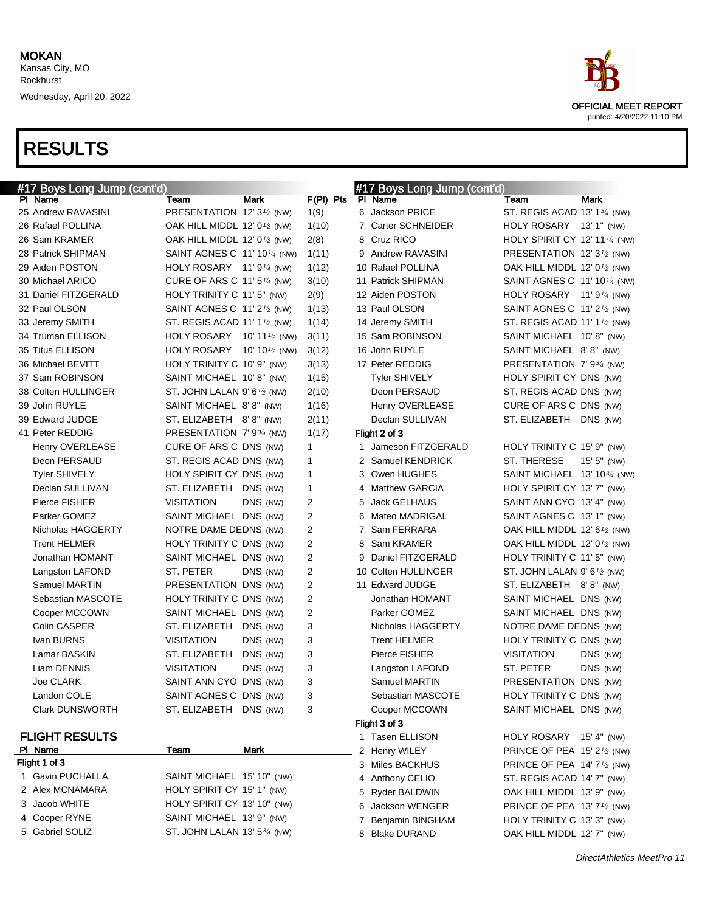MOKAN
Kansas City, MO
Rockhurst
Wednesday, April 20, 2022

OFFICIAL MEET REPORT
printed: 4/20/2022 11:10 PM

# RESULTS

## #17 Boys Long Jump (cont'd)

| Pl | Name | Team | Mark | F(Pl) | Pts |
|---|---|---|---|---|---|
| 25 | Andrew RAVASINI | PRESENTATION | 12' 3½ (NW) | 1(9) | |
| 26 | Rafael POLLINA | OAK HILL MIDDL | 12' 0½ (NW) | 1(10) | |
| 26 | Sam KRAMER | OAK HILL MIDDL | 12' 0½ (NW) | 2(8) | |
| 28 | Patrick SHIPMAN | SAINT AGNES C | 11' 10¼ (NW) | 1(11) | |
| 29 | Aiden POSTON | HOLY ROSARY | 11' 9¼ (NW) | 1(12) | |
| 30 | Michael ARICO | CURE OF ARS C | 11' 5¼ (NW) | 3(10) | |
| 31 | Daniel FITZGERALD | HOLY TRINITY C | 11' 5" (NW) | 2(9) | |
| 32 | Paul OLSON | SAINT AGNES C | 11' 2½ (NW) | 1(13) | |
| 33 | Jeremy SMITH | ST. REGIS ACAD | 11' 1½ (NW) | 1(14) | |
| 34 | Truman ELLISON | HOLY ROSARY | 10' 11½ (NW) | 3(11) | |
| 35 | Titus ELLISON | HOLY ROSARY | 10' 10½ (NW) | 3(12) | |
| 36 | Michael BEVITT | HOLY TRINITY C | 10' 9" (NW) | 3(13) | |
| 37 | Sam ROBINSON | SAINT MICHAEL | 10' 8" (NW) | 1(15) | |
| 38 | Colten HULLINGER | ST. JOHN LALAN | 9' 6½ (NW) | 2(10) | |
| 39 | John RUYLE | SAINT MICHAEL | 8' 8" (NW) | 1(16) | |
| 39 | Edward JUDGE | ST. ELIZABETH | 8' 8" (NW) | 2(11) | |
| 41 | Peter REDDIG | PRESENTATION | 7' 9¾ (NW) | 1(17) | |
| | Henry OVERLEASE | CURE OF ARS C | DNS (NW) | 1 | |
| | Deon PERSAUD | ST. REGIS ACAD | DNS (NW) | 1 | |
| | Tyler SHIVELY | HOLY SPIRIT CY | DNS (NW) | 1 | |
| | Declan SULLIVAN | ST. ELIZABETH | DNS (NW) | 1 | |
| | Pierce FISHER | VISITATION | DNS (NW) | 2 | |
| | Parker GOMEZ | SAINT MICHAEL | DNS (NW) | 2 | |
| | Nicholas HAGGERTY | NOTRE DAME DE | DNS (NW) | 2 | |
| | Trent HELMER | HOLY TRINITY C | DNS (NW) | 2 | |
| | Jonathan HOMANT | SAINT MICHAEL | DNS (NW) | 2 | |
| | Langston LAFOND | ST. PETER | DNS (NW) | 2 | |
| | Samuel MARTIN | PRESENTATION | DNS (NW) | 2 | |
| | Sebastian MASCOTE | HOLY TRINITY C | DNS (NW) | 2 | |
| | Cooper MCCOWN | SAINT MICHAEL | DNS (NW) | 2 | |
| | Colin CASPER | ST. ELIZABETH | DNS (NW) | 3 | |
| | Ivan BURNS | VISITATION | DNS (NW) | 3 | |
| | Lamar BASKIN | ST. ELIZABETH | DNS (NW) | 3 | |
| | Liam DENNIS | VISITATION | DNS (NW) | 3 | |
| | Joe CLARK | SAINT ANN CYO | DNS (NW) | 3 | |
| | Landon COLE | SAINT AGNES C | DNS (NW) | 3 | |
| | Clark DUNSWORTH | ST. ELIZABETH | DNS (NW) | 3 | |

### FLIGHT RESULTS

**Flight 1 of 3**

| Pl | Name | Team | Mark |
|---|---|---|---|
| 1 | Gavin PUCHALLA | SAINT MICHAEL | 15' 10" (NW) |
| 2 | Alex MCNAMARA | HOLY SPIRIT CY | 15' 1" (NW) |
| 3 | Jacob WHITE | HOLY SPIRIT CY | 13' 10" (NW) |
| 4 | Cooper RYNE | SAINT MICHAEL | 13' 9" (NW) |
| 5 | Gabriel SOLIZ | ST. JOHN LALAN | 13' 5¾ (NW) |
| 6 | Jackson PRICE | ST. REGIS ACAD | 13' 1¾ (NW) |
| 7 | Carter SCHNEIDER | HOLY ROSARY | 13' 1" (NW) |
| 8 | Cruz RICO | HOLY SPIRIT CY | 12' 11¼ (NW) |
| 9 | Andrew RAVASINI | PRESENTATION | 12' 3½ (NW) |
| 10 | Rafael POLLINA | OAK HILL MIDDL | 12' 0½ (NW) |
| 11 | Patrick SHIPMAN | SAINT AGNES C | 11' 10¼ (NW) |
| 12 | Aiden POSTON | HOLY ROSARY | 11' 9¼ (NW) |
| 13 | Paul OLSON | SAINT AGNES C | 11' 2½ (NW) |
| 14 | Jeremy SMITH | ST. REGIS ACAD | 11' 1½ (NW) |
| 15 | Sam ROBINSON | SAINT MICHAEL | 10' 8" (NW) |
| 16 | John RUYLE | SAINT MICHAEL | 8' 8" (NW) |
| 17 | Peter REDDIG | PRESENTATION | 7' 9¾ (NW) |
| | Tyler SHIVELY | HOLY SPIRIT CY | DNS (NW) |
| | Deon PERSAUD | ST. REGIS ACAD | DNS (NW) |
| | Henry OVERLEASE | CURE OF ARS C | DNS (NW) |
| | Declan SULLIVAN | ST. ELIZABETH | DNS (NW) |

**Flight 2 of 3**

| Pl | Name | Team | Mark |
|---|---|---|---|
| 1 | Jameson FITZGERALD | HOLY TRINITY C | 15' 9" (NW) |
| 2 | Samuel KENDRICK | ST. THERESE | 15' 5" (NW) |
| 3 | Owen HUGHES | SAINT MICHAEL | 13' 10¾ (NW) |
| 4 | Matthew GARCIA | HOLY SPIRIT CY | 13' 7" (NW) |
| 5 | Jack GELHAUS | SAINT ANN CYO | 13' 4" (NW) |
| 6 | Mateo MADRIGAL | SAINT AGNES C | 13' 1" (NW) |
| 7 | Sam FERRARA | OAK HILL MIDDL | 12' 6½ (NW) |
| 8 | Sam KRAMER | OAK HILL MIDDL | 12' 0½ (NW) |
| 9 | Daniel FITZGERALD | HOLY TRINITY C | 11' 5" (NW) |
| 10 | Colten HULLINGER | ST. JOHN LALAN | 9' 6½ (NW) |
| 11 | Edward JUDGE | ST. ELIZABETH | 8' 8" (NW) |
| | Jonathan HOMANT | SAINT MICHAEL | DNS (NW) |
| | Parker GOMEZ | SAINT MICHAEL | DNS (NW) |
| | Nicholas HAGGERTY | NOTRE DAME DE | DNS (NW) |
| | Trent HELMER | HOLY TRINITY C | DNS (NW) |
| | Pierce FISHER | VISITATION | DNS (NW) |
| | Langston LAFOND | ST. PETER | DNS (NW) |
| | Samuel MARTIN | PRESENTATION | DNS (NW) |
| | Sebastian MASCOTE | HOLY TRINITY C | DNS (NW) |
| | Cooper MCCOWN | SAINT MICHAEL | DNS (NW) |

**Flight 3 of 3**

| Pl | Name | Team | Mark |
|---|---|---|---|
| 1 | Tasen ELLISON | HOLY ROSARY | 15' 4" (NW) |
| 2 | Henry WILEY | PRINCE OF PEA | 15' 2½ (NW) |
| 3 | Miles BACKHUS | PRINCE OF PEA | 14' 7½ (NW) |
| 4 | Anthony CELIO | ST. REGIS ACAD | 14' 7" (NW) |
| 5 | Ryder BALDWIN | OAK HILL MIDDL | 13' 9" (NW) |
| 6 | Jackson WENGER | PRINCE OF PEA | 13' 7½ (NW) |
| 7 | Benjamin BINGHAM | HOLY TRINITY C | 13' 3" (NW) |
| 8 | Blake DURAND | OAK HILL MIDDL | 12' 7" (NW) |

DirectAthletics MeetPro 11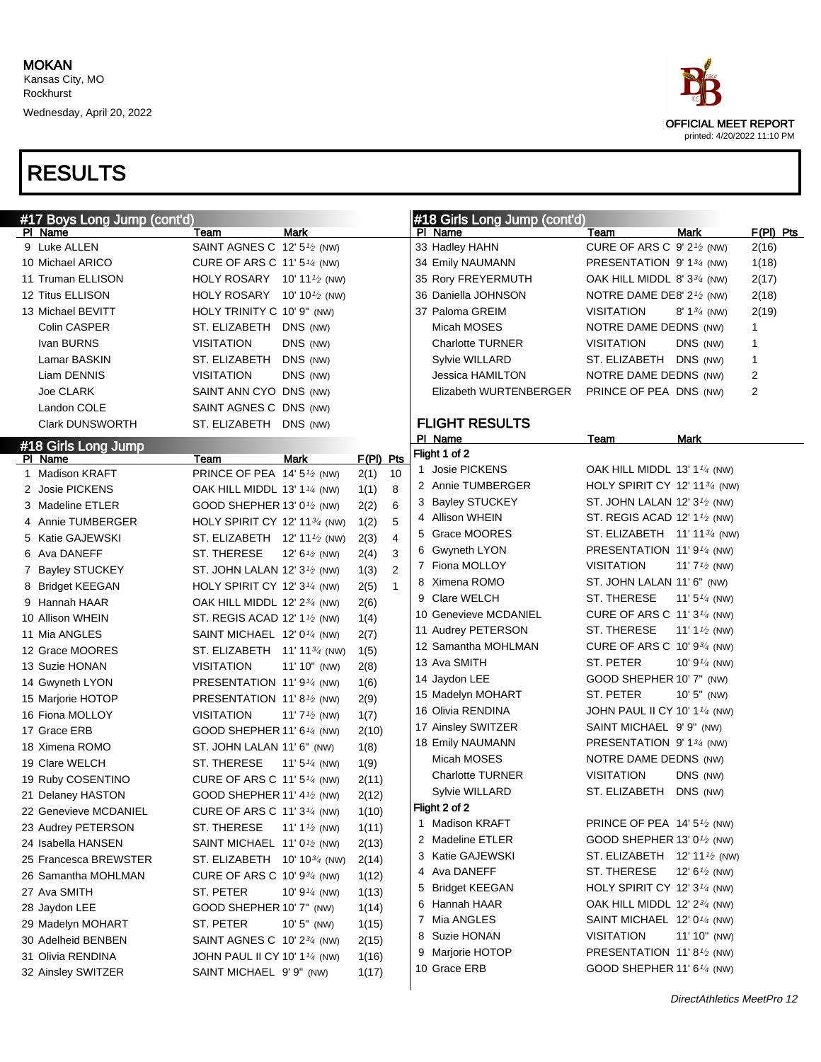MOKAN
Kansas City, MO
Rockhurst
Wednesday, April 20, 2022

OFFICIAL MEET REPORT
printed: 4/20/2022 11:10 PM

# RESULTS

## #17 Boys Long Jump (cont'd)

| Pl | Name | Team | Mark |
|---|---|---|---|
| 9 | Luke ALLEN | SAINT AGNES C | 12' 5½ (NW) |
| 10 | Michael ARICO | CURE OF ARS C | 11' 5¼ (NW) |
| 11 | Truman ELLISON | HOLY ROSARY | 10' 11½ (NW) |
| 12 | Titus ELLISON | HOLY ROSARY | 10' 10½ (NW) |
| 13 | Michael BEVITT | HOLY TRINITY C | 10' 9" (NW) |
| | Colin CASPER | ST. ELIZABETH | DNS (NW) |
| | Ivan BURNS | VISITATION | DNS (NW) |
| | Lamar BASKIN | ST. ELIZABETH | DNS (NW) |
| | Liam DENNIS | VISITATION | DNS (NW) |
| | Joe CLARK | SAINT ANN CYO | DNS (NW) |
| | Landon COLE | SAINT AGNES C | DNS (NW) |
| | Clark DUNSWORTH | ST. ELIZABETH | DNS (NW) |

## #18 Girls Long Jump

| Pl | Name | Team | Mark | F(Pl) | Pts |
|---|---|---|---|---|---|
| 1 | Madison KRAFT | PRINCE OF PEA | 14' 5½ (NW) | 2(1) | 10 |
| 2 | Josie PICKENS | OAK HILL MIDDL | 13' 1¼ (NW) | 1(1) | 8 |
| 3 | Madeline ETLER | GOOD SHEPHER | 13' 0½ (NW) | 2(2) | 6 |
| 4 | Annie TUMBERGER | HOLY SPIRIT CY | 12' 11¾ (NW) | 1(2) | 5 |
| 5 | Katie GAJEWSKI | ST. ELIZABETH | 12' 11½ (NW) | 2(3) | 4 |
| 6 | Ava DANEFF | ST. THERESE | 12' 6½ (NW) | 2(4) | 3 |
| 7 | Bayley STUCKEY | ST. JOHN LALAN | 12' 3½ (NW) | 1(3) | 2 |
| 8 | Bridget KEEGAN | HOLY SPIRIT CY | 12' 3¼ (NW) | 2(5) | 1 |
| 9 | Hannah HAAR | OAK HILL MIDDL | 12' 2¾ (NW) | 2(6) | |
| 10 | Allison WHEIN | ST. REGIS ACAD | 12' 1½ (NW) | 1(4) | |
| 11 | Mia ANGLES | SAINT MICHAEL | 12' 0¼ (NW) | 2(7) | |
| 12 | Grace MOORES | ST. ELIZABETH | 11' 11¾ (NW) | 1(5) | |
| 13 | Suzie HONAN | VISITATION | 11' 10" (NW) | 2(8) | |
| 14 | Gwyneth LYON | PRESENTATION | 11' 9¼ (NW) | 1(6) | |
| 15 | Marjorie HOTOP | PRESENTATION | 11' 8½ (NW) | 2(9) | |
| 16 | Fiona MOLLOY | VISITATION | 11' 7½ (NW) | 1(7) | |
| 17 | Grace ERB | GOOD SHEPHER | 11' 6¼ (NW) | 2(10) | |
| 18 | Ximena ROMO | ST. JOHN LALAN | 11' 6" (NW) | 1(8) | |
| 19 | Clare WELCH | ST. THERESE | 11' 5¼ (NW) | 1(9) | |
| 19 | Ruby COSENTINO | CURE OF ARS C | 11' 5¼ (NW) | 2(11) | |
| 21 | Delaney HASTON | GOOD SHEPHER | 11' 4½ (NW) | 2(12) | |
| 22 | Genevieve MCDANIEL | CURE OF ARS C | 11' 3¼ (NW) | 1(10) | |
| 23 | Audrey PETERSON | ST. THERESE | 11' 1½ (NW) | 1(11) | |
| 24 | Isabella HANSEN | SAINT MICHAEL | 11' 0½ (NW) | 2(13) | |
| 25 | Francesca BREWSTER | ST. ELIZABETH | 10' 10¾ (NW) | 2(14) | |
| 26 | Samantha MOHLMAN | CURE OF ARS C | 10' 9¾ (NW) | 1(12) | |
| 27 | Ava SMITH | ST. PETER | 10' 9¼ (NW) | 1(13) | |
| 28 | Jaydon LEE | GOOD SHEPHER | 10' 7" (NW) | 1(14) | |
| 29 | Madelyn MOHART | ST. PETER | 10' 5" (NW) | 1(15) | |
| 30 | Adelheid BENBEN | SAINT AGNES C | 10' 2¾ (NW) | 2(15) | |
| 31 | Olivia RENDINA | JOHN PAUL II CY | 10' 1¼ (NW) | 1(16) | |
| 32 | Ainsley SWITZER | SAINT MICHAEL | 9' 9" (NW) | 1(17) | |
| 33 | Hadley HAHN | CURE OF ARS C | 9' 2½ (NW) | 2(16) | |
| 34 | Emily NAUMANN | PRESENTATION | 9' 1¾ (NW) | 1(18) | |
| 35 | Rory FREYERMUTH | OAK HILL MIDDL | 8' 3¾ (NW) | 2(17) | |
| 36 | Daniella JOHNSON | NOTRE DAME DE | 8' 2½ (NW) | 2(18) | |
| 37 | Paloma GREIM | VISITATION | 8' 1¾ (NW) | 2(19) | |
| | Micah MOSES | NOTRE DAME DE | DNS (NW) | 1 | |
| | Charlotte TURNER | VISITATION | DNS (NW) | 1 | |
| | Sylvie WILLARD | ST. ELIZABETH | DNS (NW) | 1 | |
| | Jessica HAMILTON | NOTRE DAME DE | DNS (NW) | 2 | |
| | Elizabeth WURTENBERGER | PRINCE OF PEA | DNS (NW) | 2 | |

### FLIGHT RESULTS

**Flight 1 of 2**

| Pl | Name | Team | Mark |
|---|---|---|---|
| 1 | Josie PICKENS | OAK HILL MIDDL | 13' 1¼ (NW) |
| 2 | Annie TUMBERGER | HOLY SPIRIT CY | 12' 11¾ (NW) |
| 3 | Bayley STUCKEY | ST. JOHN LALAN | 12' 3½ (NW) |
| 4 | Allison WHEIN | ST. REGIS ACAD | 12' 1½ (NW) |
| 5 | Grace MOORES | ST. ELIZABETH | 11' 11¾ (NW) |
| 6 | Gwyneth LYON | PRESENTATION | 11' 9¼ (NW) |
| 7 | Fiona MOLLOY | VISITATION | 11' 7½ (NW) |
| 8 | Ximena ROMO | ST. JOHN LALAN | 11' 6" (NW) |
| 9 | Clare WELCH | ST. THERESE | 11' 5¼ (NW) |
| 10 | Genevieve MCDANIEL | CURE OF ARS C | 11' 3¼ (NW) |
| 11 | Audrey PETERSON | ST. THERESE | 11' 1½ (NW) |
| 12 | Samantha MOHLMAN | CURE OF ARS C | 10' 9¾ (NW) |
| 13 | Ava SMITH | ST. PETER | 10' 9¼ (NW) |
| 14 | Jaydon LEE | GOOD SHEPHER | 10' 7" (NW) |
| 15 | Madelyn MOHART | ST. PETER | 10' 5" (NW) |
| 16 | Olivia RENDINA | JOHN PAUL II CY | 10' 1¼ (NW) |
| 17 | Ainsley SWITZER | SAINT MICHAEL | 9' 9" (NW) |
| 18 | Emily NAUMANN | PRESENTATION | 9' 1¾ (NW) |
| | Micah MOSES | NOTRE DAME DE | DNS (NW) |
| | Charlotte TURNER | VISITATION | DNS (NW) |
| | Sylvie WILLARD | ST. ELIZABETH | DNS (NW) |

**Flight 2 of 2**

| Pl | Name | Team | Mark |
|---|---|---|---|
| 1 | Madison KRAFT | PRINCE OF PEA | 14' 5½ (NW) |
| 2 | Madeline ETLER | GOOD SHEPHER | 13' 0½ (NW) |
| 3 | Katie GAJEWSKI | ST. ELIZABETH | 12' 11½ (NW) |
| 4 | Ava DANEFF | ST. THERESE | 12' 6½ (NW) |
| 5 | Bridget KEEGAN | HOLY SPIRIT CY | 12' 3¼ (NW) |
| 6 | Hannah HAAR | OAK HILL MIDDL | 12' 2¾ (NW) |
| 7 | Mia ANGLES | SAINT MICHAEL | 12' 0¼ (NW) |
| 8 | Suzie HONAN | VISITATION | 11' 10" (NW) |
| 9 | Marjorie HOTOP | PRESENTATION | 11' 8½ (NW) |
| 10 | Grace ERB | GOOD SHEPHER | 11' 6¼ (NW) |

DirectAthletics MeetPro 12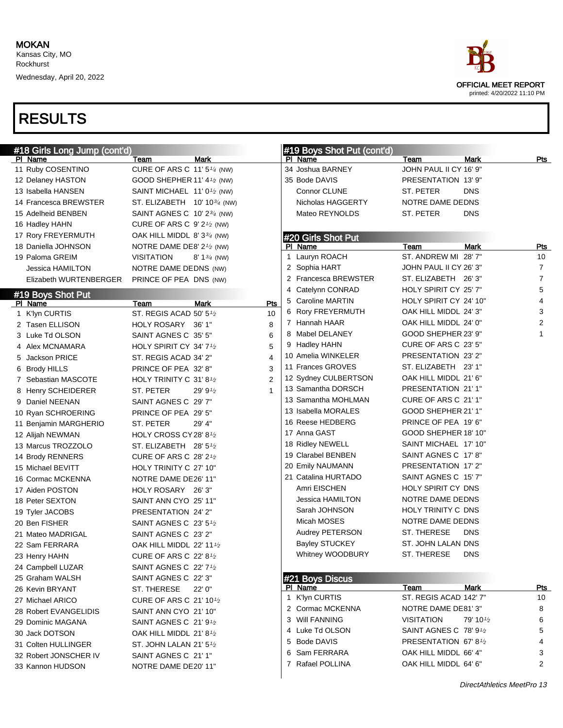MOKAN
Kansas City, MO
Rockhurst
Wednesday, April 20, 2022

OFFICIAL MEET REPORT
printed: 4/20/2022 11:10 PM

# RESULTS

## #18 Girls Long Jump (cont'd)

| Pl | Name | Team | Mark |
|---|---|---|---|
| 11 | Ruby COSENTINO | CURE OF ARS C | 11' 5¼ (NW) |
| 12 | Delaney HASTON | GOOD SHEPHER | 11' 4½ (NW) |
| 13 | Isabella HANSEN | SAINT MICHAEL | 11' 0½ (NW) |
| 14 | Francesca BREWSTER | ST. ELIZABETH | 10' 10¾ (NW) |
| 15 | Adelheid BENBEN | SAINT AGNES C | 10' 2¾ (NW) |
| 16 | Hadley HAHN | CURE OF ARS C | 9' 2½ (NW) |
| 17 | Rory FREYERMUTH | OAK HILL MIDDL | 8' 3¾ (NW) |
| 18 | Daniella JOHNSON | NOTRE DAME DE | 8' 2½ (NW) |
| 19 | Paloma GREIM | VISITATION | 8' 1¾ (NW) |
| | Jessica HAMILTON | NOTRE DAME DE | DNS (NW) |
| | Elizabeth WURTENBERGER | PRINCE OF PEA | DNS (NW) |

## #19 Boys Shot Put

| Pl | Name | Team | Mark | Pts |
|---|---|---|---|---|
| 1 | K'lyn CURTIS | ST. REGIS ACAD | 50' 5½ | 10 |
| 2 | Tasen ELLISON | HOLY ROSARY | 36' 1" | 8 |
| 3 | Luke Td OLSON | SAINT AGNES C | 35' 5" | 6 |
| 4 | Alex MCNAMARA | HOLY SPIRIT CY | 34' 7½ | 5 |
| 5 | Jackson PRICE | ST. REGIS ACAD | 34' 2" | 4 |
| 6 | Brody HILLS | PRINCE OF PEA | 32' 8" | 3 |
| 7 | Sebastian MASCOTE | HOLY TRINITY C | 31' 8½ | 2 |
| 8 | Henry SCHEIDERER | ST. PETER | 29' 9½ | 1 |
| 9 | Daniel NEENAN | SAINT AGNES C | 29' 7" | |
| 10 | Ryan SCHROERING | PRINCE OF PEA | 29' 5" | |
| 11 | Benjamin MARGHERIO | ST. PETER | 29' 4" | |
| 12 | Alijah NEWMAN | HOLY CROSS CY | 28' 8½ | |
| 13 | Marcus TROZZOLO | ST. ELIZABETH | 28' 5½ | |
| 14 | Brody RENNERS | CURE OF ARS C | 28' 2½ | |
| 15 | Michael BEVITT | HOLY TRINITY C | 27' 10" | |
| 16 | Cormac MCKENNA | NOTRE DAME DE | 26' 11" | |
| 17 | Aiden POSTON | HOLY ROSARY | 26' 3" | |
| 18 | Peter SEXTON | SAINT ANN CYO | 25' 11" | |
| 19 | Tyler JACOBS | PRESENTATION | 24' 2" | |
| 20 | Ben FISHER | SAINT AGNES C | 23' 5½ | |
| 21 | Mateo MADRIGAL | SAINT AGNES C | 23' 2" | |
| 22 | Sam FERRARA | OAK HILL MIDDL | 22' 11½ | |
| 23 | Henry HAHN | CURE OF ARS C | 22' 8½ | |
| 24 | Campbell LUZAR | SAINT AGNES C | 22' 7½ | |
| 25 | Graham WALSH | SAINT AGNES C | 22' 3" | |
| 26 | Kevin BRYANT | ST. THERESE | 22' 0" | |
| 27 | Michael ARICO | CURE OF ARS C | 21' 10½ | |
| 28 | Robert EVANGELIDIS | SAINT ANN CYO | 21' 10" | |
| 29 | Dominic MAGANA | SAINT AGNES C | 21' 9½ | |
| 30 | Jack DOTSON | OAK HILL MIDDL | 21' 8½ | |
| 31 | Colten HULLINGER | ST. JOHN LALAN | 21' 5½ | |
| 32 | Robert JONSCHER IV | SAINT AGNES C | 21' 1" | |
| 33 | Kannon HUDSON | NOTRE DAME DE | 20' 11" | |
| 34 | Joshua BARNEY | JOHN PAUL II CY | 16' 9" | |
| 35 | Bode DAVIS | PRESENTATION | 13' 9" | |
| | Connor CLUNE | ST. PETER | DNS | |
| | Nicholas HAGGERTY | NOTRE DAME DE | DNS | |
| | Mateo REYNOLDS | ST. PETER | DNS | |

## #20 Girls Shot Put

| Pl | Name | Team | Mark | Pts |
|---|---|---|---|---|
| 1 | Lauryn ROACH | ST. ANDREW MI | 28' 7" | 10 |
| 2 | Sophia HART | JOHN PAUL II CY | 26' 3" | 7 |
| 2 | Francesca BREWSTER | ST. ELIZABETH | 26' 3" | 7 |
| 4 | Catelynn CONRAD | HOLY SPIRIT CY | 25' 7" | 5 |
| 5 | Caroline MARTIN | HOLY SPIRIT CY | 24' 10" | 4 |
| 6 | Rory FREYERMUTH | OAK HILL MIDDL | 24' 3" | 3 |
| 7 | Hannah HAAR | OAK HILL MIDDL | 24' 0" | 2 |
| 8 | Mabel DELANEY | GOOD SHEPHER | 23' 9" | 1 |
| 9 | Hadley HAHN | CURE OF ARS C | 23' 5" | |
| 10 | Amelia WINKELER | PRESENTATION | 23' 2" | |
| 11 | Frances GROVES | ST. ELIZABETH | 23' 1" | |
| 12 | Sydney CULBERTSON | OAK HILL MIDDL | 21' 6" | |
| 13 | Samantha DORSCH | PRESENTATION | 21' 1" | |
| 13 | Samantha MOHLMAN | CURE OF ARS C | 21' 1" | |
| 13 | Isabella MORALES | GOOD SHEPHER | 21' 1" | |
| 16 | Reese HEDBERG | PRINCE OF PEA | 19' 6" | |
| 17 | Anna GAST | GOOD SHEPHER | 18' 10" | |
| 18 | Ridley NEWELL | SAINT MICHAEL | 17' 10" | |
| 19 | Clarabel BENBEN | SAINT AGNES C | 17' 8" | |
| 20 | Emily NAUMANN | PRESENTATION | 17' 2" | |
| 21 | Catalina HURTADO | SAINT AGNES C | 15' 7" | |
| | Amri EISCHEN | HOLY SPIRIT CY | DNS | |
| | Jessica HAMILTON | NOTRE DAME DE | DNS | |
| | Sarah JOHNSON | HOLY TRINITY C | DNS | |
| | Micah MOSES | NOTRE DAME DE | DNS | |
| | Audrey PETERSON | ST. THERESE | DNS | |
| | Bayley STUCKEY | ST. JOHN LALAN | DNS | |
| | Whitney WOODBURY | ST. THERESE | DNS | |

## #21 Boys Discus

| Pl | Name | Team | Mark | Pts |
|---|---|---|---|---|
| 1 | K'lyn CURTIS | ST. REGIS ACAD | 142' 7" | 10 |
| 2 | Cormac MCKENNA | NOTRE DAME DE | 81' 3" | 8 |
| 3 | Will FANNING | VISITATION | 79' 10½ | 6 |
| 4 | Luke Td OLSON | SAINT AGNES C | 78' 9½ | 5 |
| 5 | Bode DAVIS | PRESENTATION | 67' 8½ | 4 |
| 6 | Sam FERRARA | OAK HILL MIDDL | 66' 4" | 3 |
| 7 | Rafael POLLINA | OAK HILL MIDDL | 64' 6" | 2 |

*DirectAthletics MeetPro 13*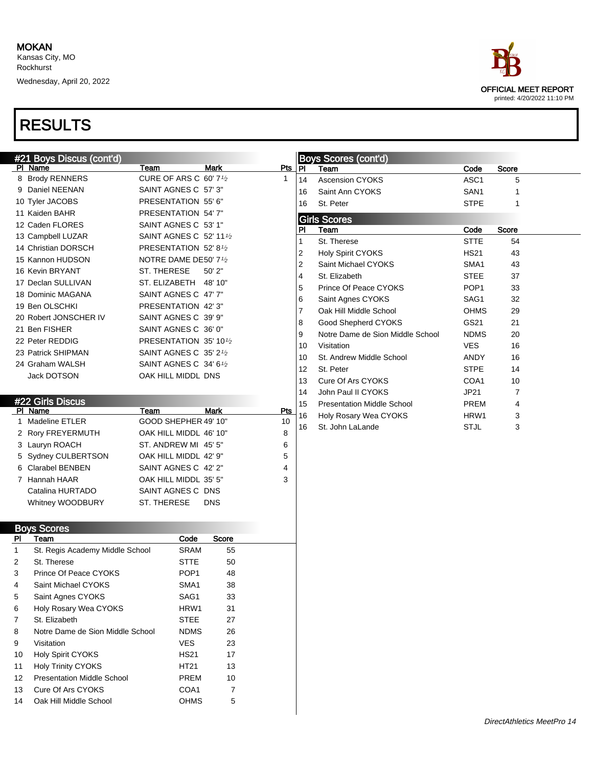MOKAN
Kansas City, MO
Rockhurst
Wednesday, April 20, 2022

OFFICIAL MEET REPORT
printed: 4/20/2022 11:10 PM

# RESULTS

## #21 Boys Discus (cont'd)

| Pl | Name | Team | Mark | Pts |
|---|---|---|---|---|
| 8 | Brody RENNERS | CURE OF ARS C | 60' 7½ | 1 |
| 9 | Daniel NEENAN | SAINT AGNES C | 57' 3" | |
| 10 | Tyler JACOBS | PRESENTATION | 55' 6" | |
| 11 | Kaiden BAHR | PRESENTATION | 54' 7" | |
| 12 | Caden FLORES | SAINT AGNES C | 53' 1" | |
| 13 | Campbell LUZAR | SAINT AGNES C | 52' 11½ | |
| 14 | Christian DORSCH | PRESENTATION | 52' 8½ | |
| 15 | Kannon HUDSON | NOTRE DAME DE | 50' 7½ | |
| 16 | Kevin BRYANT | ST. THERESE | 50' 2" | |
| 17 | Declan SULLIVAN | ST. ELIZABETH | 48' 10" | |
| 18 | Dominic MAGANA | SAINT AGNES C | 47' 7" | |
| 19 | Ben OLSCHKI | PRESENTATION | 42' 3" | |
| 20 | Robert JONSCHER IV | SAINT AGNES C | 39' 9" | |
| 21 | Ben FISHER | SAINT AGNES C | 36' 0" | |
| 22 | Peter REDDIG | PRESENTATION | 35' 10½ | |
| 23 | Patrick SHIPMAN | SAINT AGNES C | 35' 2½ | |
| 24 | Graham WALSH | SAINT AGNES C | 34' 6½ | |
| | Jack DOTSON | OAK HILL MIDDL | DNS | |

## #22 Girls Discus

| Pl | Name | Team | Mark | Pts |
|---|---|---|---|---|
| 1 | Madeline ETLER | GOOD SHEPHER | 49' 10" | 10 |
| 2 | Rory FREYERMUTH | OAK HILL MIDDL | 46' 10" | 8 |
| 3 | Lauryn ROACH | ST. ANDREW MI | 45' 5" | 6 |
| 5 | Sydney CULBERTSON | OAK HILL MIDDL | 42' 9" | 5 |
| 6 | Clarabel BENBEN | SAINT AGNES C | 42' 2" | 4 |
| 7 | Hannah HAAR | OAK HILL MIDDL | 35' 5" | 3 |
| | Catalina HURTADO | SAINT AGNES C | DNS | |
| | Whitney WOODBURY | ST. THERESE | DNS | |

## Boys Scores

| Pl | Team | Code | Score |
|---|---|---|---|
| 1 | St. Regis Academy Middle School | SRAM | 55 |
| 2 | St. Therese | STTE | 50 |
| 3 | Prince Of Peace CYOKS | POP1 | 48 |
| 4 | Saint Michael CYOKS | SMA1 | 38 |
| 5 | Saint Agnes CYOKS | SAG1 | 33 |
| 6 | Holy Rosary Wea CYOKS | HRW1 | 31 |
| 7 | St. Elizabeth | STEE | 27 |
| 8 | Notre Dame de Sion Middle School | NDMS | 26 |
| 9 | Visitation | VES | 23 |
| 10 | Holy Spirit CYOKS | HS21 | 17 |
| 11 | Holy Trinity CYOKS | HT21 | 13 |
| 12 | Presentation Middle School | PREM | 10 |
| 13 | Cure Of Ars CYOKS | COA1 | 7 |
| 14 | Oak Hill Middle School | OHMS | 5 |
| 14 | Ascension CYOKS | ASC1 | 5 |
| 16 | Saint Ann CYOKS | SAN1 | 1 |
| 16 | St. Peter | STPE | 1 |

## Girls Scores

| Pl | Team | Code | Score |
|---|---|---|---|
| 1 | St. Therese | STTE | 54 |
| 2 | Holy Spirit CYOKS | HS21 | 43 |
| 2 | Saint Michael CYOKS | SMA1 | 43 |
| 4 | St. Elizabeth | STEE | 37 |
| 5 | Prince Of Peace CYOKS | POP1 | 33 |
| 6 | Saint Agnes CYOKS | SAG1 | 32 |
| 7 | Oak Hill Middle School | OHMS | 29 |
| 8 | Good Shepherd CYOKS | GS21 | 21 |
| 9 | Notre Dame de Sion Middle School | NDMS | 20 |
| 10 | Visitation | VES | 16 |
| 10 | St. Andrew Middle School | ANDY | 16 |
| 12 | St. Peter | STPE | 14 |
| 13 | Cure Of Ars CYOKS | COA1 | 10 |
| 14 | John Paul II CYOKS | JP21 | 7 |
| 15 | Presentation Middle School | PREM | 4 |
| 16 | Holy Rosary Wea CYOKS | HRW1 | 3 |
| 16 | St. John LaLande | STJL | 3 |

*DirectAthletics MeetPro 14*